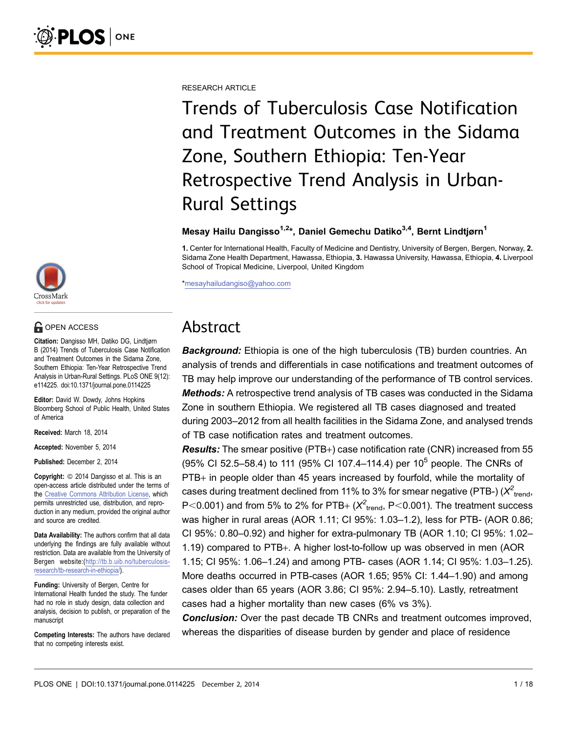RESEARCH ARTICLE

# Trends of Tuberculosis Case Notification and Treatment Outcomes in the Sidama Zone, Southern Ethiopia: Ten-Year Retrospective Trend Analysis in Urban-Rural Settings

**Mesay Hailu Dangisso[1,2]*, Daniel Gemechu Datiko[3,4], Bernt Lindtjørn[1]**

**1.** Center for International Health, Faculty of Medicine and Dentistry, University of Bergen, Bergen, Norway, **2.** Sidama Zone Health Department, Hawassa, Ethiopia, **3.** Hawassa University, Hawassa, Ethiopia, **4.** Liverpool School of Tropical Medicine, Liverpool, United Kingdom

*mesayhailudangiso@yahoo.com

OPEN ACCESS

**Citation:** Dangisso MH, Datiko DG, Lindtjørn B (2014) Trends of Tuberculosis Case Notification and Treatment Outcomes in the Sidama Zone, Southern Ethiopia: Ten-Year Retrospective Trend Analysis in Urban-Rural Settings. PLoS ONE 9(12): e114225. doi:10.1371/journal.pone.0114225

**Editor:** David W. Dowdy, Johns Hopkins Bloomberg School of Public Health, United States of America

**Received:** March 18, 2014

**Accepted:** November 5, 2014

**Published:** December 2, 2014

**Copyright:** © 2014 Dangisso et al. This is an open-access article distributed under the terms of the Creative Commons Attribution License, which permits unrestricted use, distribution, and reproduction in any medium, provided the original author and source are credited.

**Data Availability:** The authors confirm that all data underlying the findings are fully available without restriction. Data are available from the University of Bergen website:(http://tb.b.uib.no/tuberculosis-research/tb-research-in-ethiopia/).

**Funding:** University of Bergen, Centre for International Health funded the study. The funder had no role in study design, data collection and analysis, decision to publish, or preparation of the manuscript

**Competing Interests:** The authors have declared that no competing interests exist.

## Abstract

***Background:*** Ethiopia is one of the high tuberculosis (TB) burden countries. An analysis of trends and differentials in case notifications and treatment outcomes of TB may help improve our understanding of the performance of TB control services.

***Methods:*** A retrospective trend analysis of TB cases was conducted in the Sidama Zone in southern Ethiopia. We registered all TB cases diagnosed and treated during 2003–2012 from all health facilities in the Sidama Zone, and analysed trends of TB case notification rates and treatment outcomes.

***Results:*** The smear positive (PTB+) case notification rate (CNR) increased from 55 (95% CI 52.5–58.4) to 111 (95% CI 107.4–114.4) per $10^5$ people. The CNRs of PTB+ in people older than 45 years increased by fourfold, while the mortality of cases during treatment declined from 11% to 3% for smear negative (PTB-) ($X^2_{trend}$, P<0.001) and from 5% to 2% for PTB+ ($X^2_{trend}$, P<0.001). The treatment success was higher in rural areas (AOR 1.11; CI 95%: 1.03–1.2), less for PTB- (AOR 0.86; CI 95%: 0.80–0.92) and higher for extra-pulmonary TB (AOR 1.10; CI 95%: 1.02–1.19) compared to PTB+. A higher lost-to-follow up was observed in men (AOR 1.15; CI 95%: 1.06–1.24) and among PTB- cases (AOR 1.14; CI 95%: 1.03–1.25). More deaths occurred in PTB-cases (AOR 1.65; 95% CI: 1.44–1.90) and among cases older than 65 years (AOR 3.86; CI 95%: 2.94–5.10). Lastly, retreatment cases had a higher mortality than new cases (6% vs 3%).

***Conclusion:*** Over the past decade TB CNRs and treatment outcomes improved, whereas the disparities of disease burden by gender and place of residence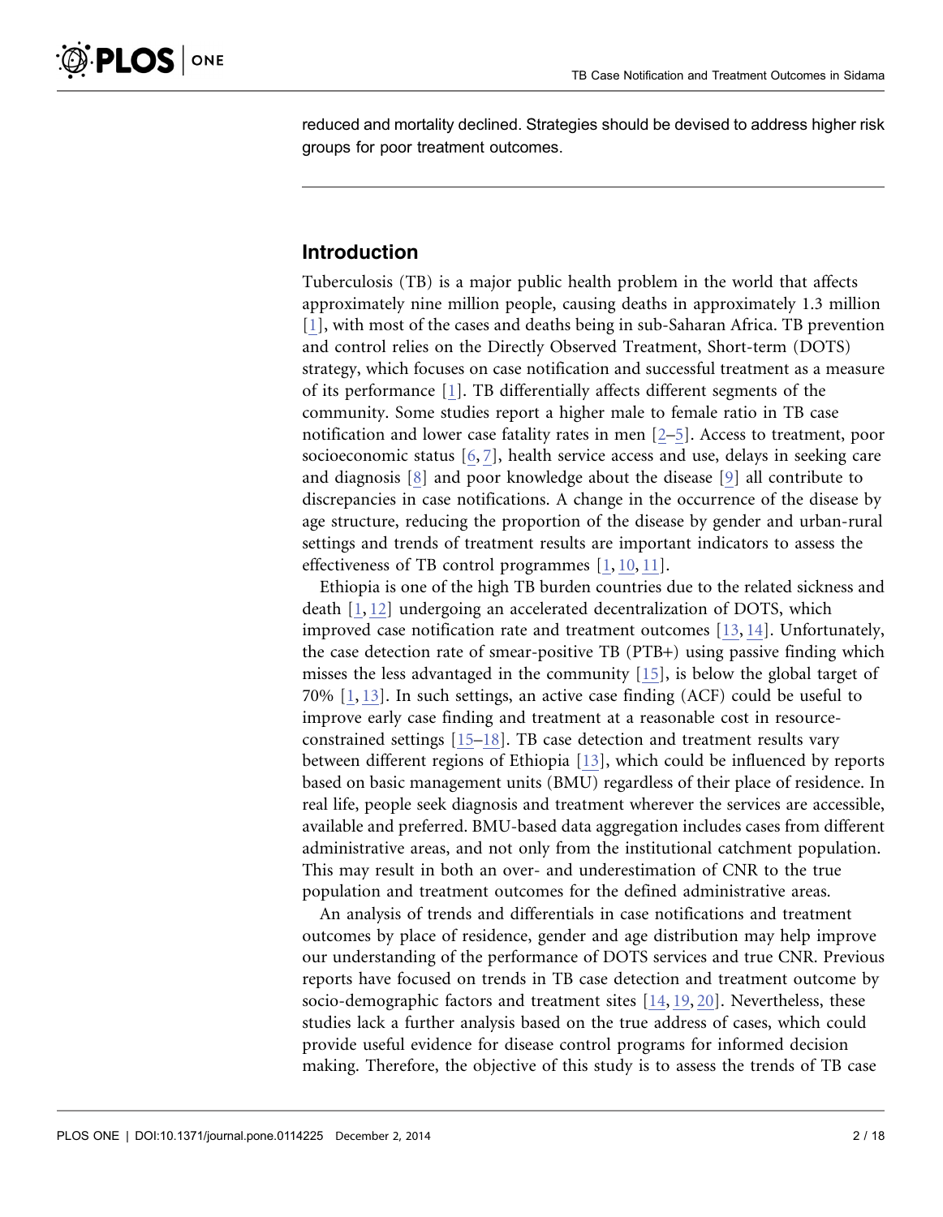reduced and mortality declined. Strategies should be devised to address higher risk groups for poor treatment outcomes.

## Introduction

Tuberculosis (TB) is a major public health problem in the world that affects approximately nine million people, causing deaths in approximately 1.3 million [1], with most of the cases and deaths being in sub-Saharan Africa. TB prevention and control relies on the Directly Observed Treatment, Short-term (DOTS) strategy, which focuses on case notification and successful treatment as a measure of its performance [1]. TB differentially affects different segments of the community. Some studies report a higher male to female ratio in TB case notification and lower case fatality rates in men [2–5]. Access to treatment, poor socioeconomic status [6, 7], health service access and use, delays in seeking care and diagnosis [8] and poor knowledge about the disease [9] all contribute to discrepancies in case notifications. A change in the occurrence of the disease by age structure, reducing the proportion of the disease by gender and urban-rural settings and trends of treatment results are important indicators to assess the effectiveness of TB control programmes [1, 10, 11].

Ethiopia is one of the high TB burden countries due to the related sickness and death [1, 12] undergoing an accelerated decentralization of DOTS, which improved case notification rate and treatment outcomes [13, 14]. Unfortunately, the case detection rate of smear-positive TB (PTB+) using passive finding which misses the less advantaged in the community [15], is below the global target of 70% [1, 13]. In such settings, an active case finding (ACF) could be useful to improve early case finding and treatment at a reasonable cost in resource-constrained settings [15–18]. TB case detection and treatment results vary between different regions of Ethiopia [13], which could be influenced by reports based on basic management units (BMU) regardless of their place of residence. In real life, people seek diagnosis and treatment wherever the services are accessible, available and preferred. BMU-based data aggregation includes cases from different administrative areas, and not only from the institutional catchment population. This may result in both an over- and underestimation of CNR to the true population and treatment outcomes for the defined administrative areas.

An analysis of trends and differentials in case notifications and treatment outcomes by place of residence, gender and age distribution may help improve our understanding of the performance of DOTS services and true CNR. Previous reports have focused on trends in TB case detection and treatment outcome by socio-demographic factors and treatment sites [14, 19, 20]. Nevertheless, these studies lack a further analysis based on the true address of cases, which could provide useful evidence for disease control programs for informed decision making. Therefore, the objective of this study is to assess the trends of TB case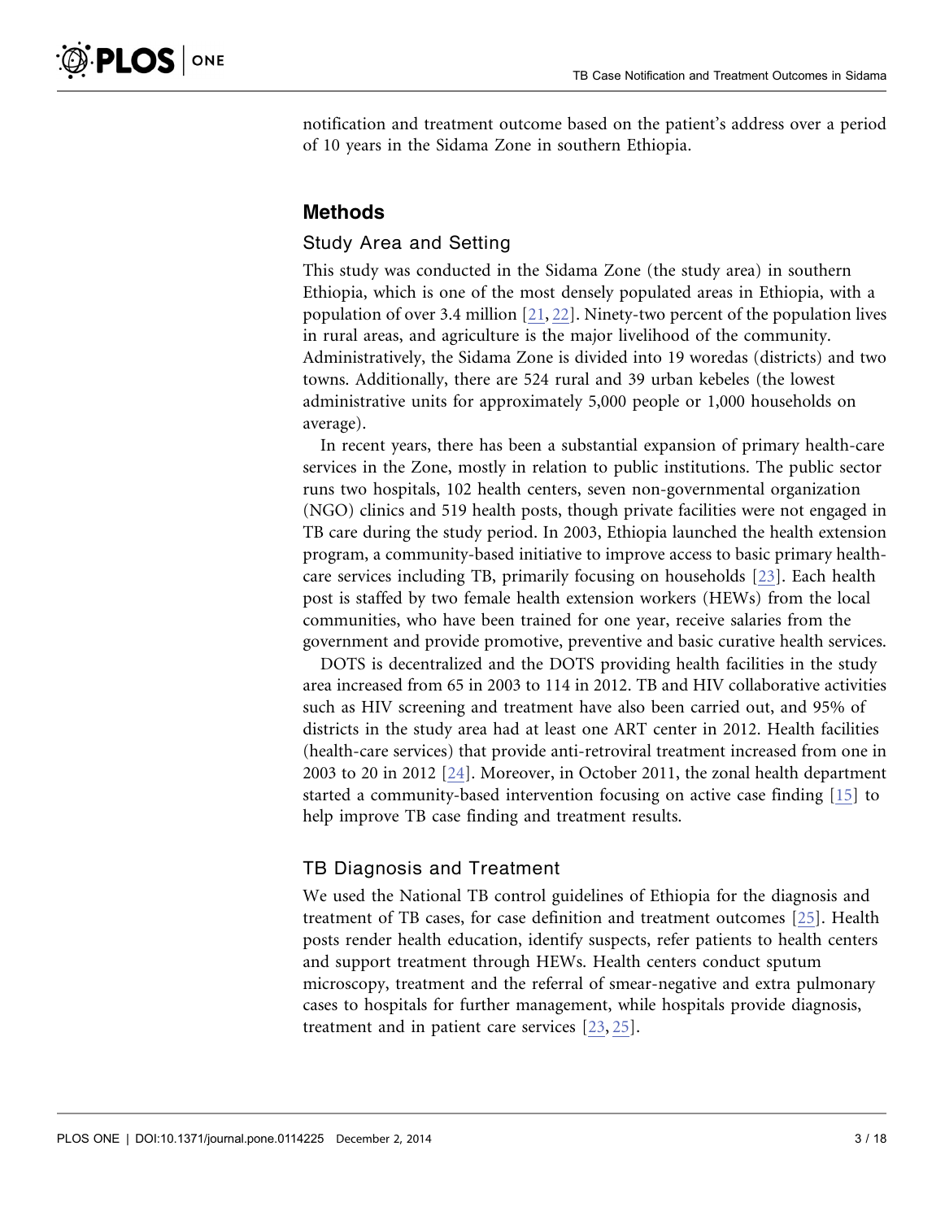notification and treatment outcome based on the patient's address over a period of 10 years in the Sidama Zone in southern Ethiopia.

## Methods

### Study Area and Setting

This study was conducted in the Sidama Zone (the study area) in southern Ethiopia, which is one of the most densely populated areas in Ethiopia, with a population of over 3.4 million [21, 22]. Ninety-two percent of the population lives in rural areas, and agriculture is the major livelihood of the community. Administratively, the Sidama Zone is divided into 19 woredas (districts) and two towns. Additionally, there are 524 rural and 39 urban kebeles (the lowest administrative units for approximately 5,000 people or 1,000 households on average).

In recent years, there has been a substantial expansion of primary health-care services in the Zone, mostly in relation to public institutions. The public sector runs two hospitals, 102 health centers, seven non-governmental organization (NGO) clinics and 519 health posts, though private facilities were not engaged in TB care during the study period. In 2003, Ethiopia launched the health extension program, a community-based initiative to improve access to basic primary health-care services including TB, primarily focusing on households [23]. Each health post is staffed by two female health extension workers (HEWs) from the local communities, who have been trained for one year, receive salaries from the government and provide promotive, preventive and basic curative health services.

DOTS is decentralized and the DOTS providing health facilities in the study area increased from 65 in 2003 to 114 in 2012. TB and HIV collaborative activities such as HIV screening and treatment have also been carried out, and 95% of districts in the study area had at least one ART center in 2012. Health facilities (health-care services) that provide anti-retroviral treatment increased from one in 2003 to 20 in 2012 [24]. Moreover, in October 2011, the zonal health department started a community-based intervention focusing on active case finding [15] to help improve TB case finding and treatment results.

### TB Diagnosis and Treatment

We used the National TB control guidelines of Ethiopia for the diagnosis and treatment of TB cases, for case definition and treatment outcomes [25]. Health posts render health education, identify suspects, refer patients to health centers and support treatment through HEWs. Health centers conduct sputum microscopy, treatment and the referral of smear-negative and extra pulmonary cases to hospitals for further management, while hospitals provide diagnosis, treatment and in patient care services [23, 25].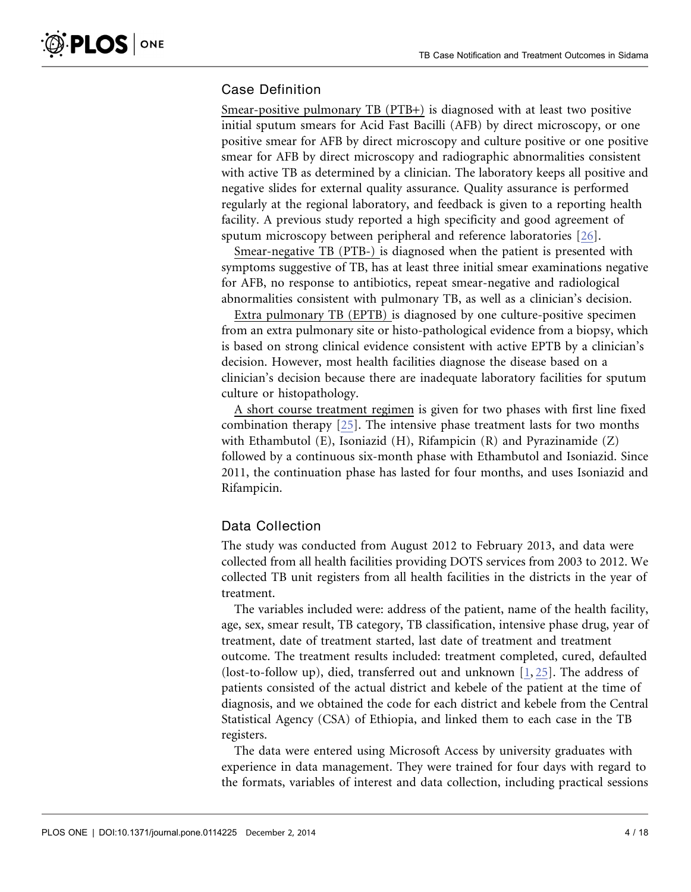## Case Definition

Smear-positive pulmonary TB (PTB+) is diagnosed with at least two positive initial sputum smears for Acid Fast Bacilli (AFB) by direct microscopy, or one positive smear for AFB by direct microscopy and culture positive or one positive smear for AFB by direct microscopy and radiographic abnormalities consistent with active TB as determined by a clinician. The laboratory keeps all positive and negative slides for external quality assurance. Quality assurance is performed regularly at the regional laboratory, and feedback is given to a reporting health facility. A previous study reported a high specificity and good agreement of sputum microscopy between peripheral and reference laboratories [26].

Smear-negative TB (PTB-) is diagnosed when the patient is presented with symptoms suggestive of TB, has at least three initial smear examinations negative for AFB, no response to antibiotics, repeat smear-negative and radiological abnormalities consistent with pulmonary TB, as well as a clinician's decision.

Extra pulmonary TB (EPTB) is diagnosed by one culture-positive specimen from an extra pulmonary site or histo-pathological evidence from a biopsy, which is based on strong clinical evidence consistent with active EPTB by a clinician's decision. However, most health facilities diagnose the disease based on a clinician's decision because there are inadequate laboratory facilities for sputum culture or histopathology.

A short course treatment regimen is given for two phases with first line fixed combination therapy [25]. The intensive phase treatment lasts for two months with Ethambutol (E), Isoniazid (H), Rifampicin (R) and Pyrazinamide (Z) followed by a continuous six-month phase with Ethambutol and Isoniazid. Since 2011, the continuation phase has lasted for four months, and uses Isoniazid and Rifampicin.

## Data Collection

The study was conducted from August 2012 to February 2013, and data were collected from all health facilities providing DOTS services from 2003 to 2012. We collected TB unit registers from all health facilities in the districts in the year of treatment.

The variables included were: address of the patient, name of the health facility, age, sex, smear result, TB category, TB classification, intensive phase drug, year of treatment, date of treatment started, last date of treatment and treatment outcome. The treatment results included: treatment completed, cured, defaulted (lost-to-follow up), died, transferred out and unknown [1, 25]. The address of patients consisted of the actual district and kebele of the patient at the time of diagnosis, and we obtained the code for each district and kebele from the Central Statistical Agency (CSA) of Ethiopia, and linked them to each case in the TB registers.

The data were entered using Microsoft Access by university graduates with experience in data management. They were trained for four days with regard to the formats, variables of interest and data collection, including practical sessions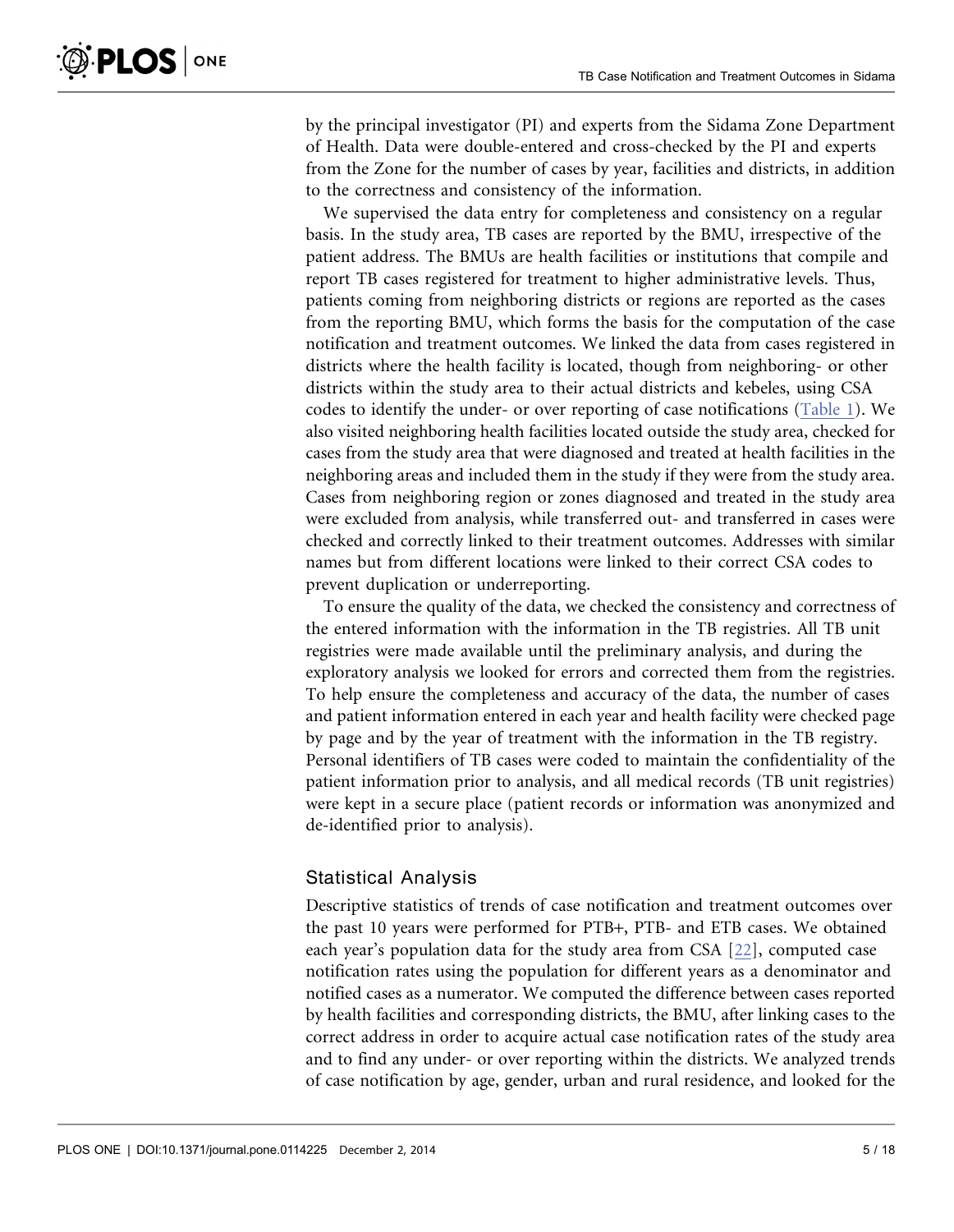by the principal investigator (PI) and experts from the Sidama Zone Department of Health. Data were double-entered and cross-checked by the PI and experts from the Zone for the number of cases by year, facilities and districts, in addition to the correctness and consistency of the information.

We supervised the data entry for completeness and consistency on a regular basis. In the study area, TB cases are reported by the BMU, irrespective of the patient address. The BMUs are health facilities or institutions that compile and report TB cases registered for treatment to higher administrative levels. Thus, patients coming from neighboring districts or regions are reported as the cases from the reporting BMU, which forms the basis for the computation of the case notification and treatment outcomes. We linked the data from cases registered in districts where the health facility is located, though from neighboring- or other districts within the study area to their actual districts and kebeles, using CSA codes to identify the under- or over reporting of case notifications (Table 1). We also visited neighboring health facilities located outside the study area, checked for cases from the study area that were diagnosed and treated at health facilities in the neighboring areas and included them in the study if they were from the study area. Cases from neighboring region or zones diagnosed and treated in the study area were excluded from analysis, while transferred out- and transferred in cases were checked and correctly linked to their treatment outcomes. Addresses with similar names but from different locations were linked to their correct CSA codes to prevent duplication or underreporting.

To ensure the quality of the data, we checked the consistency and correctness of the entered information with the information in the TB registries. All TB unit registries were made available until the preliminary analysis, and during the exploratory analysis we looked for errors and corrected them from the registries. To help ensure the completeness and accuracy of the data, the number of cases and patient information entered in each year and health facility were checked page by page and by the year of treatment with the information in the TB registry. Personal identifiers of TB cases were coded to maintain the confidentiality of the patient information prior to analysis, and all medical records (TB unit registries) were kept in a secure place (patient records or information was anonymized and de-identified prior to analysis).

## Statistical Analysis

Descriptive statistics of trends of case notification and treatment outcomes over the past 10 years were performed for PTB+, PTB- and ETB cases. We obtained each year's population data for the study area from CSA [22], computed case notification rates using the population for different years as a denominator and notified cases as a numerator. We computed the difference between cases reported by health facilities and corresponding districts, the BMU, after linking cases to the correct address in order to acquire actual case notification rates of the study area and to find any under- or over reporting within the districts. We analyzed trends of case notification by age, gender, urban and rural residence, and looked for the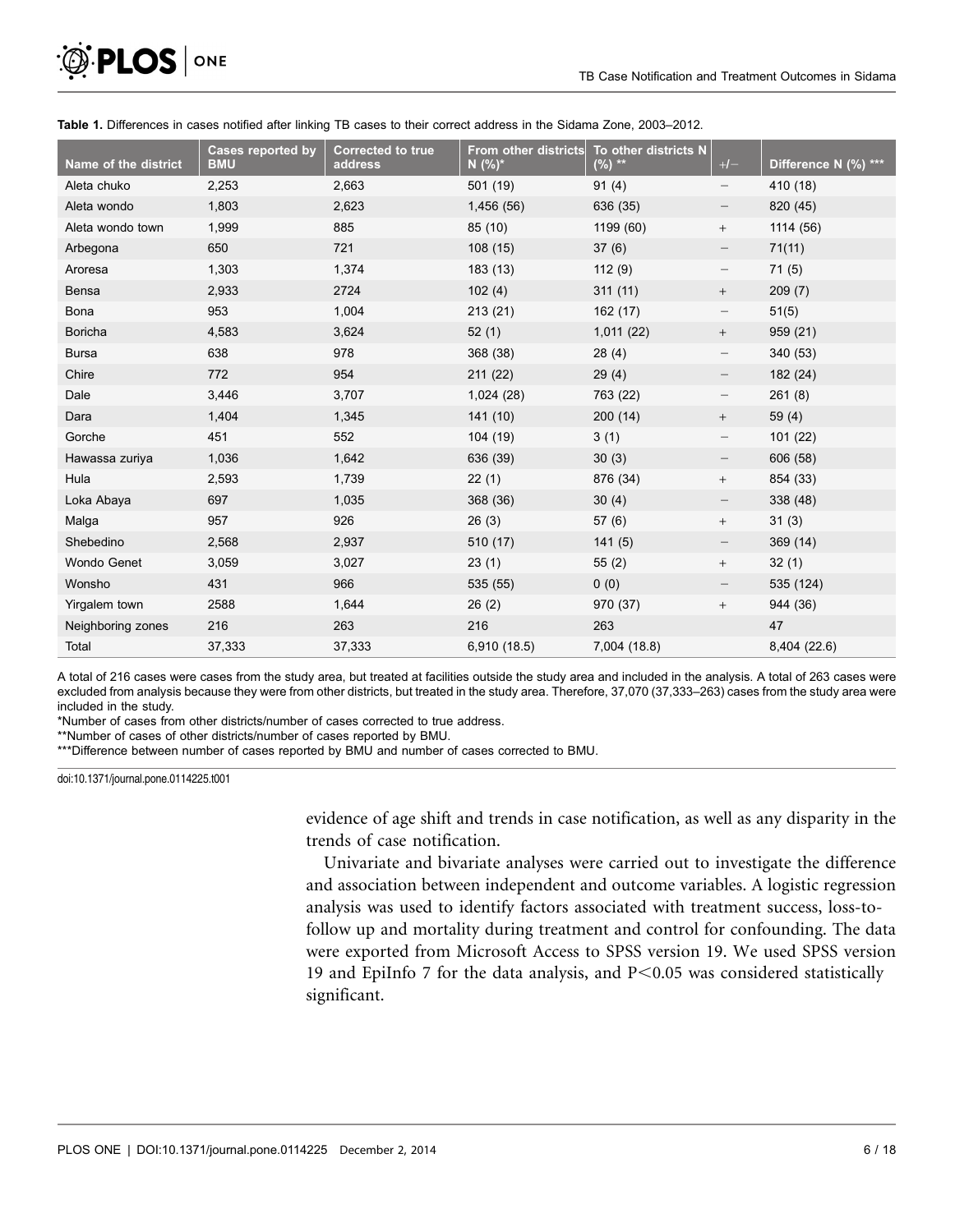**Table 1.** Differences in cases notified after linking TB cases to their correct address in the Sidama Zone, 2003–2012.

| Name of the district | Cases reported by BMU | Corrected to true address | From other districts N (%)* | To other districts N (%) ** | +/− | Difference N (%) *** |
|---|---|---|---|---|---|---|
| Aleta chuko | 2,253 | 2,663 | 501 (19) | 91 (4) | − | 410 (18) |
| Aleta wondo | 1,803 | 2,623 | 1,456 (56) | 636 (35) | − | 820 (45) |
| Aleta wondo town | 1,999 | 885 | 85 (10) | 1199 (60) | + | 1114 (56) |
| Arbegona | 650 | 721 | 108 (15) | 37 (6) | − | 71(11) |
| Aroresa | 1,303 | 1,374 | 183 (13) | 112 (9) | − | 71 (5) |
| Bensa | 2,933 | 2724 | 102 (4) | 311 (11) | + | 209 (7) |
| Bona | 953 | 1,004 | 213 (21) | 162 (17) | − | 51(5) |
| Boricha | 4,583 | 3,624 | 52 (1) | 1,011 (22) | + | 959 (21) |
| Bursa | 638 | 978 | 368 (38) | 28 (4) | − | 340 (53) |
| Chire | 772 | 954 | 211 (22) | 29 (4) | − | 182 (24) |
| Dale | 3,446 | 3,707 | 1,024 (28) | 763 (22) | − | 261 (8) |
| Dara | 1,404 | 1,345 | 141 (10) | 200 (14) | + | 59 (4) |
| Gorche | 451 | 552 | 104 (19) | 3 (1) | − | 101 (22) |
| Hawassa zuriya | 1,036 | 1,642 | 636 (39) | 30 (3) | − | 606 (58) |
| Hula | 2,593 | 1,739 | 22 (1) | 876 (34) | + | 854 (33) |
| Loka Abaya | 697 | 1,035 | 368 (36) | 30 (4) | − | 338 (48) |
| Malga | 957 | 926 | 26 (3) | 57 (6) | + | 31 (3) |
| Shebedino | 2,568 | 2,937 | 510 (17) | 141 (5) | − | 369 (14) |
| Wondo Genet | 3,059 | 3,027 | 23 (1) | 55 (2) | + | 32 (1) |
| Wonsho | 431 | 966 | 535 (55) | 0 (0) | − | 535 (124) |
| Yirgalem town | 2588 | 1,644 | 26 (2) | 970 (37) | + | 944 (36) |
| Neighboring zones | 216 | 263 | 216 | 263 | | 47 |
| Total | 37,333 | 37,333 | 6,910 (18.5) | 7,004 (18.8) | | 8,404 (22.6) |

A total of 216 cases were cases from the study area, but treated at facilities outside the study area and included in the analysis. A total of 263 cases were excluded from analysis because they were from other districts, but treated in the study area. Therefore, 37,070 (37,333–263) cases from the study area were included in the study.

*Number of cases from other districts/number of cases corrected to true address.

**Number of cases of other districts/number of cases reported by BMU.

***Difference between number of cases reported by BMU and number of cases corrected to BMU.

doi:10.1371/journal.pone.0114225.t001

evidence of age shift and trends in case notification, as well as any disparity in the trends of case notification.

Univariate and bivariate analyses were carried out to investigate the difference and association between independent and outcome variables. A logistic regression analysis was used to identify factors associated with treatment success, loss-to-follow up and mortality during treatment and control for confounding. The data were exported from Microsoft Access to SPSS version 19. We used SPSS version 19 and EpiInfo 7 for the data analysis, and $P<0.05$ was considered statistically significant.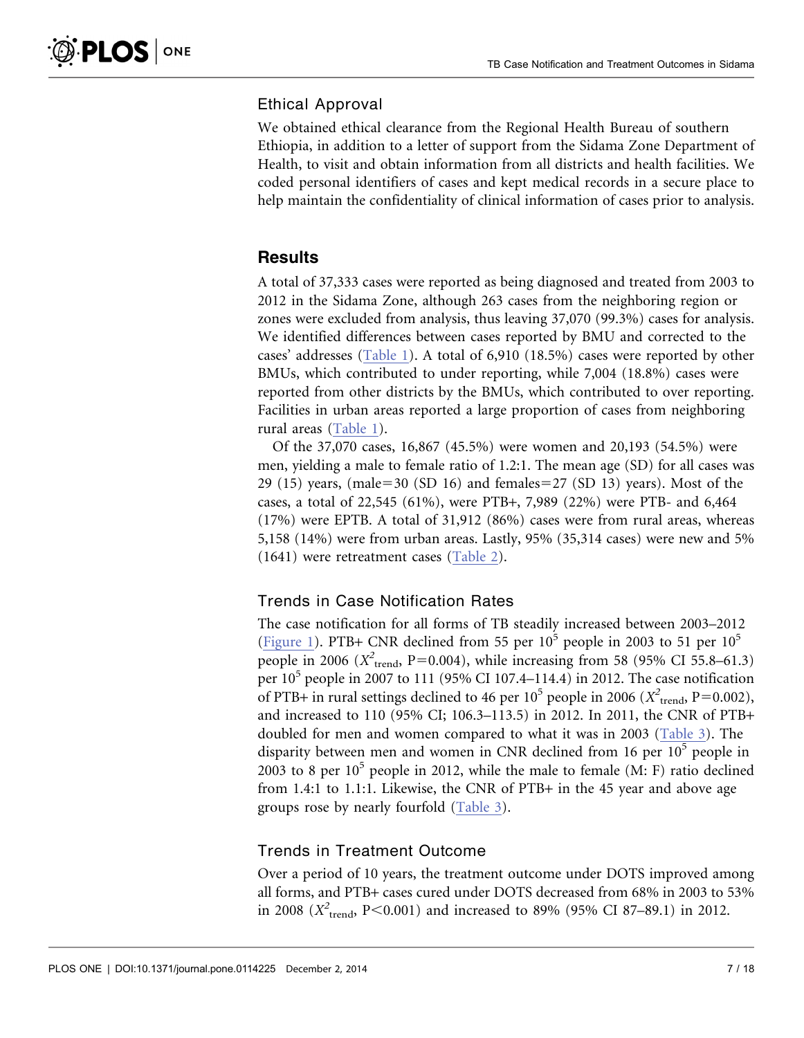### Ethical Approval

We obtained ethical clearance from the Regional Health Bureau of southern Ethiopia, in addition to a letter of support from the Sidama Zone Department of Health, to visit and obtain information from all districts and health facilities. We coded personal identifiers of cases and kept medical records in a secure place to help maintain the confidentiality of clinical information of cases prior to analysis.

## Results

A total of 37,333 cases were reported as being diagnosed and treated from 2003 to 2012 in the Sidama Zone, although 263 cases from the neighboring region or zones were excluded from analysis, thus leaving 37,070 (99.3%) cases for analysis. We identified differences between cases reported by BMU and corrected to the cases' addresses (Table 1). A total of 6,910 (18.5%) cases were reported by other BMUs, which contributed to under reporting, while 7,004 (18.8%) cases were reported from other districts by the BMUs, which contributed to over reporting. Facilities in urban areas reported a large proportion of cases from neighboring rural areas (Table 1).

Of the 37,070 cases, 16,867 (45.5%) were women and 20,193 (54.5%) were men, yielding a male to female ratio of 1.2:1. The mean age (SD) for all cases was 29 (15) years, (male=30 (SD 16) and females=27 (SD 13) years). Most of the cases, a total of 22,545 (61%), were PTB+, 7,989 (22%) were PTB- and 6,464 (17%) were EPTB. A total of 31,912 (86%) cases were from rural areas, whereas 5,158 (14%) were from urban areas. Lastly, 95% (35,314 cases) were new and 5% (1641) were retreatment cases (Table 2).

### Trends in Case Notification Rates

The case notification for all forms of TB steadily increased between 2003–2012 (Figure 1). PTB+ CNR declined from 55 per $10^5$ people in 2003 to 51 per $10^5$ people in 2006 ($X^2_{trend}$, P=0.004), while increasing from 58 (95% CI 55.8–61.3) per $10^5$ people in 2007 to 111 (95% CI 107.4–114.4) in 2012. The case notification of PTB+ in rural settings declined to 46 per $10^5$ people in 2006 ($X^2_{trend}$, P=0.002), and increased to 110 (95% CI; 106.3–113.5) in 2012. In 2011, the CNR of PTB+ doubled for men and women compared to what it was in 2003 (Table 3). The disparity between men and women in CNR declined from 16 per $10^5$ people in 2003 to 8 per $10^5$ people in 2012, while the male to female (M: F) ratio declined from 1.4:1 to 1.1:1. Likewise, the CNR of PTB+ in the 45 year and above age groups rose by nearly fourfold (Table 3).

### Trends in Treatment Outcome

Over a period of 10 years, the treatment outcome under DOTS improved among all forms, and PTB+ cases cured under DOTS decreased from 68% in 2003 to 53% in 2008 ($X^2_{trend}$, P<0.001) and increased to 89% (95% CI 87–89.1) in 2012.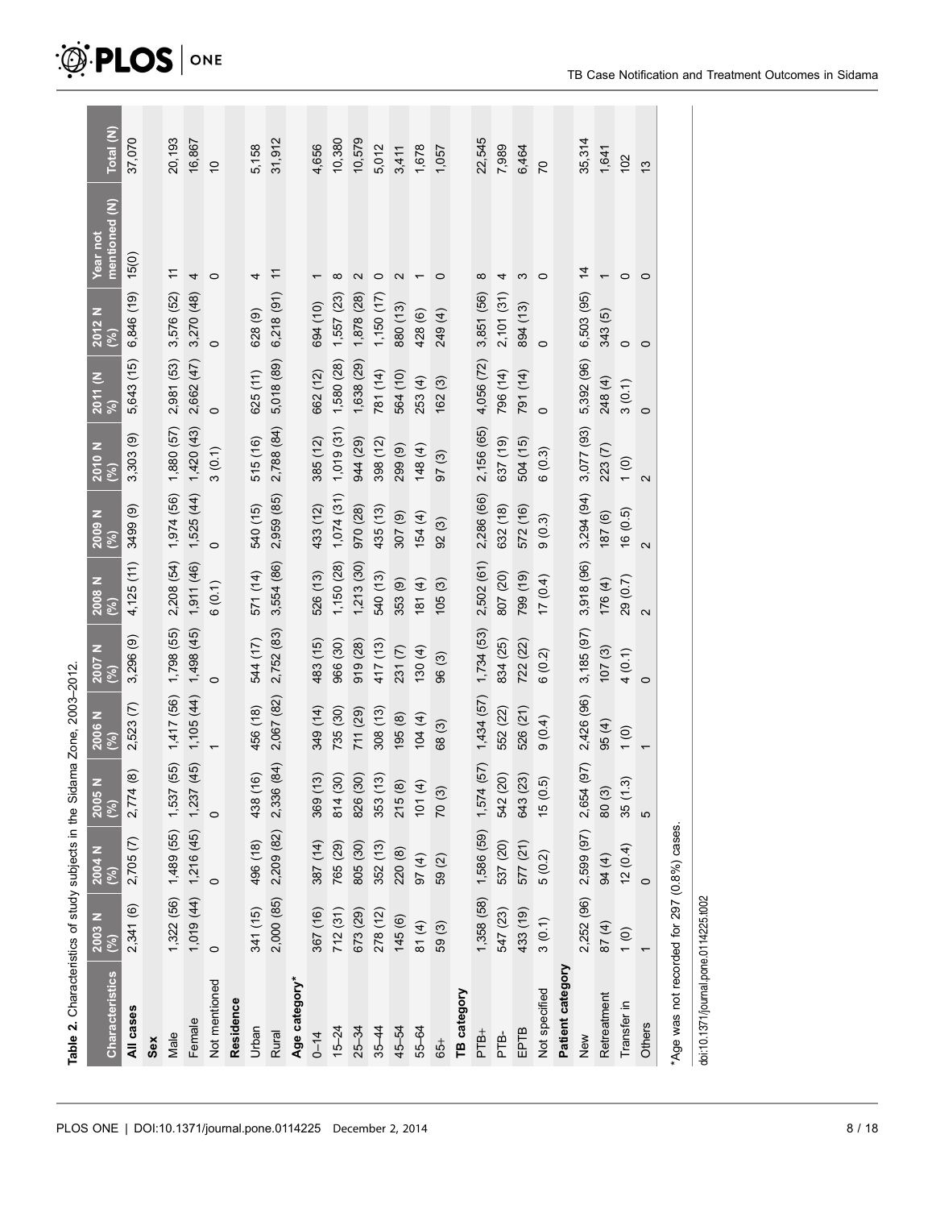**Table 2.** Characteristics of study subjects in the Sidama Zone, 2003–2012.

| Characteristics | 2003 N (%) | 2004 N (%) | 2005 N (%) | 2006 N (%) | 2007 N (%) | 2008 N (%) | 2009 N (%) | 2010 N (%) | 2011 (N %) | 2012 N (%) | Year not mentioned (N) | Total (N) |
|---|---|---|---|---|---|---|---|---|---|---|---|---|
| **All cases** | 2,341 (6) | 2,705 (7) | 2,774 (8) | 2,523 (7) | 3,296 (9) | 4,125 (11) | 3499 (9) | 3,303 (9) | 5,643 (15) | 6,846 (19) | 15(0) | 37,070 |
| **Sex** | | | | | | | | | | | | |
| Male | 1,322 (56) | 1,489 (55) | 1,537 (55) | 1,417 (56) | 1,798 (55) | 2,208 (54) | 1,974 (56) | 1,880 (57) | 2,981 (53) | 3,576 (52) | 11 | 20,193 |
| Female | 1,019 (44) | 1,216 (45) | 1,237 (45) | 1,105 (44) | 1,498 (45) | 1,911 (46) | 1,525 (44) | 1,420 (43) | 2,662 (47) | 3,270 (48) | 4 | 16,867 |
| Not mentioned | 0 | 0 | 0 | 1 | 0 | 6 (0.1) | 0 | 3 (0.1) | 0 | 0 | 0 | 10 |
| **Residence** | | | | | | | | | | | | |
| Urban | 341 (15) | 496 (18) | 438 (16) | 456 (18) | 544 (17) | 571 (14) | 540 (15) | 515 (16) | 625 (11) | 628 (9) | 4 | 5,158 |
| Rural | 2,000 (85) | 2,209 (82) | 2,336 (84) | 2,067 (82) | 2,752 (83) | 3,554 (86) | 2,959 (85) | 2,788 (84) | 5,018 (89) | 6,218 (91) | 11 | 31,912 |
| **Age category*** | | | | | | | | | | | | |
| 0–14 | 367 (16) | 387 (14) | 369 (13) | 349 (14) | 483 (15) | 526 (13) | 433 (12) | 385 (12) | 662 (12) | 694 (10) | 1 | 4,656 |
| 15–24 | 712 (31) | 765 (29) | 814 (30) | 735 (30) | 966 (30) | 1,150 (28) | 1,074 (31) | 1,019 (31) | 1,580 (28) | 1,557 (23) | 8 | 10,380 |
| 25–34 | 673 (29) | 805 (30) | 826 (30) | 711 (29) | 919 (28) | 1,213 (30) | 970 (28) | 944 (29) | 1,638 (29) | 1,878 (28) | 2 | 10,579 |
| 35–44 | 278 (12) | 352 (13) | 353 (13) | 308 (13) | 417 (13) | 540 (13) | 435 (13) | 398 (12) | 781 (14) | 1,150 (17) | 0 | 5,012 |
| 45–54 | 145 (6) | 220 (8) | 215 (8) | 195 (8) | 231 (7) | 353 (9) | 307 (9) | 299 (9) | 564 (10) | 880 (13) | 2 | 3,411 |
| 55–64 | 81 (4) | 97 (4) | 101 (4) | 104 (4) | 130 (4) | 181 (4) | 154 (4) | 148 (4) | 253 (4) | 428 (6) | 1 | 1,678 |
| 65+ | 59 (3) | 59 (2) | 70 (3) | 68 (3) | 96 (3) | 105 (3) | 92 (3) | 97 (3) | 162 (3) | 249 (4) | 0 | 1,057 |
| **TB category** | | | | | | | | | | | | |
| PTB+ | 1,358 (58) | 1,586 (59) | 1,574 (57) | 1,434 (57) | 1,734 (53) | 2,502 (61) | 2,286 (66) | 2,156 (65) | 4,056 (72) | 3,851 (56) | 8 | 22,545 |
| PTB- | 547 (23) | 537 (20) | 542 (20) | 552 (22) | 834 (25) | 807 (20) | 632 (18) | 637 (19) | 796 (14) | 2,101 (31) | 4 | 7,989 |
| EPTB | 433 (19) | 577 (21) | 643 (23) | 526 (21) | 722 (22) | 799 (19) | 572 (16) | 504 (15) | 791 (14) | 894 (13) | 3 | 6,464 |
| Not specified | 3 (0.1) | 5 (0.2) | 15 (0.5) | 9 (0.4) | 6 (0.2) | 17 (0.4) | 9 (0.3) | 6 (0.3) | 0 | 0 | 0 | 70 |
| **Patient category** | | | | | | | | | | | | |
| New | 2,252 (96) | 2,599 (97) | 2,654 (97) | 2,426 (96) | 3,185 (97) | 3,918 (96) | 3,294 (94) | 3,077 (93) | 5,392 (96) | 6,503 (95) | 14 | 35,314 |
| Retreatment | 87 (4) | 94 (4) | 80 (3) | 95 (4) | 107 (3) | 176 (4) | 187 (6) | 223 (7) | 248 (4) | 343 (5) | 1 | 1,641 |
| Transfer in | 1 (0) | 12 (0.4) | 35 (1.3) | 1 (0) | 4 (0.1) | 29 (0.7) | 16 (0.5) | 1 (0) | 3 (0.1) | 0 | 0 | 102 |
| Others | 1 | 0 | 5 | 1 | 0 | 2 | 2 | 2 | 0 | 0 | 0 | 13 |

*Age was not recorded for 297 (0.8%) cases.

doi:10.1371/journal.pone.0114225.t002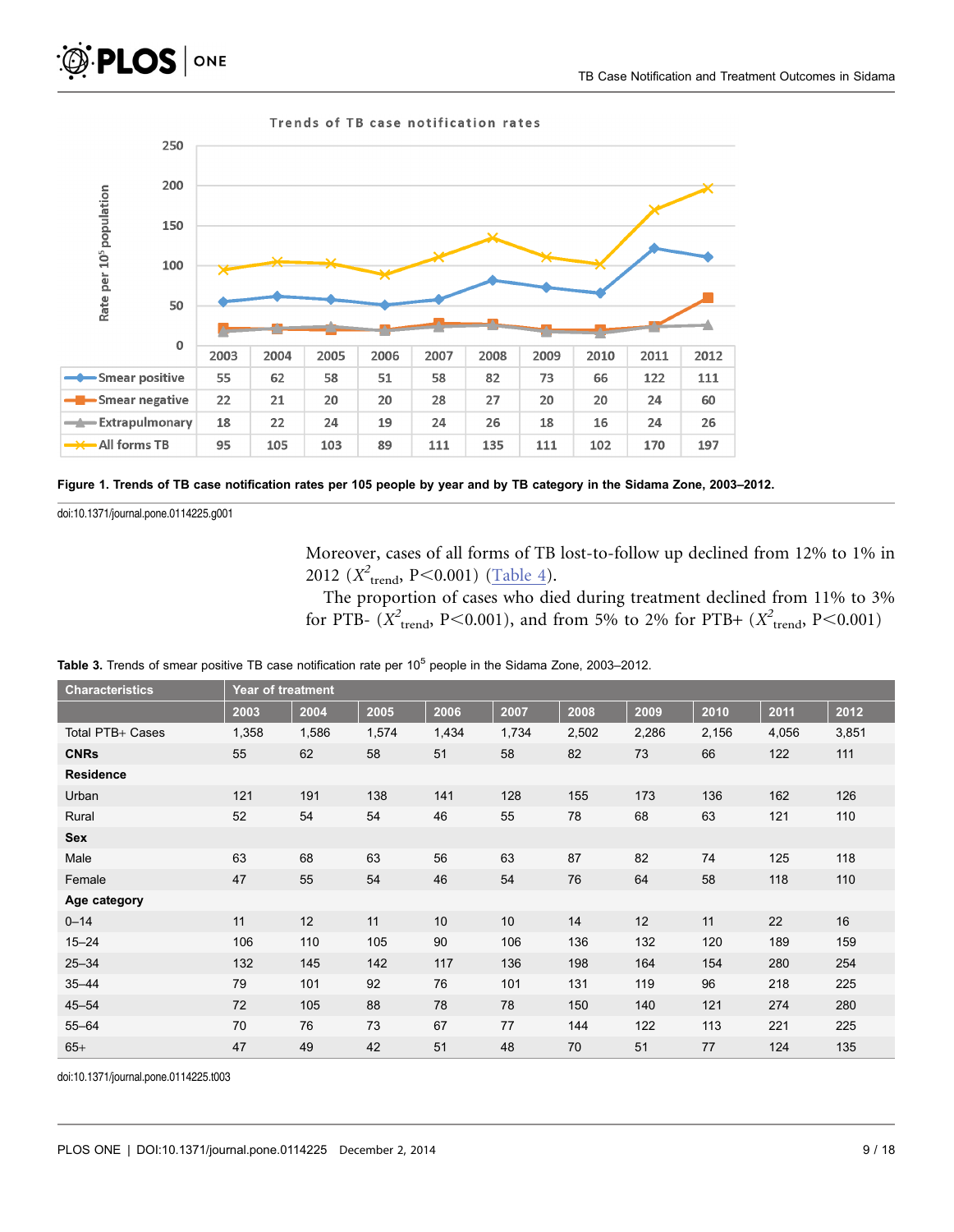Trends of TB case notification rates

| | 2003 | 2004 | 2005 | 2006 | 2007 | 2008 | 2009 | 2010 | 2011 | 2012 |
|---|---|---|---|---|---|---|---|---|---|---|
| Smear positive | 55 | 62 | 58 | 51 | 58 | 82 | 73 | 66 | 122 | 111 |
| Smear negative | 22 | 21 | 20 | 20 | 28 | 27 | 20 | 20 | 24 | 60 |
| Extrapulmonary | 18 | 22 | 24 | 19 | 24 | 26 | 18 | 16 | 24 | 26 |
| All forms TB | 95 | 105 | 103 | 89 | 111 | 135 | 111 | 102 | 170 | 197 |

**Figure 1. Trends of TB case notification rates per $10^5$ people by year and by TB category in the Sidama Zone, 2003–2012.**

doi:10.1371/journal.pone.0114225.g001

Moreover, cases of all forms of TB lost-to-follow up declined from 12% to 1% in 2012 ($X^2_{trend}$, P<0.001) (Table 4).

The proportion of cases who died during treatment declined from 11% to 3% for PTB- ($X^2_{trend}$, P<0.001), and from 5% to 2% for PTB+ ($X^2_{trend}$, P<0.001)

**Table 3.** Trends of smear positive TB case notification rate per $10^5$ people in the Sidama Zone, 2003–2012.

| Characteristics | Year of treatment | | | | | | | | | |
|---|---|---|---|---|---|---|---|---|---|---|
| | 2003 | 2004 | 2005 | 2006 | 2007 | 2008 | 2009 | 2010 | 2011 | 2012 |
| Total PTB+ Cases | 1,358 | 1,586 | 1,574 | 1,434 | 1,734 | 2,502 | 2,286 | 2,156 | 4,056 | 3,851 |
| **CNRs** | 55 | 62 | 58 | 51 | 58 | 82 | 73 | 66 | 122 | 111 |
| **Residence** | | | | | | | | | | |
| Urban | 121 | 191 | 138 | 141 | 128 | 155 | 173 | 136 | 162 | 126 |
| Rural | 52 | 54 | 54 | 46 | 55 | 78 | 68 | 63 | 121 | 110 |
| **Sex** | | | | | | | | | | |
| Male | 63 | 68 | 63 | 56 | 63 | 87 | 82 | 74 | 125 | 118 |
| Female | 47 | 55 | 54 | 46 | 54 | 76 | 64 | 58 | 118 | 110 |
| **Age category** | | | | | | | | | | |
| 0–14 | 11 | 12 | 11 | 10 | 10 | 14 | 12 | 11 | 22 | 16 |
| 15–24 | 106 | 110 | 105 | 90 | 106 | 136 | 132 | 120 | 189 | 159 |
| 25–34 | 132 | 145 | 142 | 117 | 136 | 198 | 164 | 154 | 280 | 254 |
| 35–44 | 79 | 101 | 92 | 76 | 101 | 131 | 119 | 96 | 218 | 225 |
| 45–54 | 72 | 105 | 88 | 78 | 78 | 150 | 140 | 121 | 274 | 280 |
| 55–64 | 70 | 76 | 73 | 67 | 77 | 144 | 122 | 113 | 221 | 225 |
| 65+ | 47 | 49 | 42 | 51 | 48 | 70 | 51 | 77 | 124 | 135 |

doi:10.1371/journal.pone.0114225.t003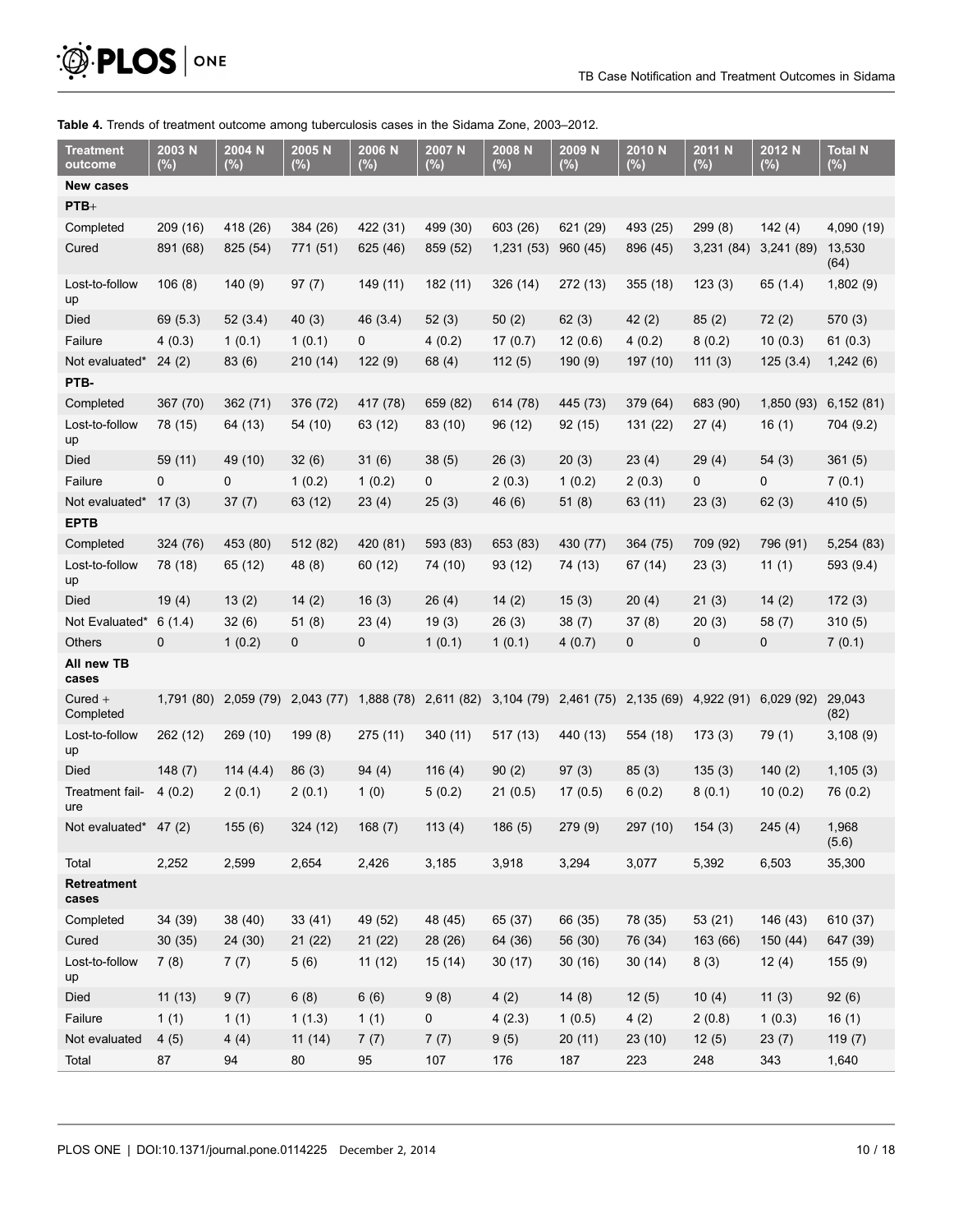**Table 4.** Trends of treatment outcome among tuberculosis cases in the Sidama Zone, 2003–2012.

| Treatment outcome | 2003 N (%) | 2004 N (%) | 2005 N (%) | 2006 N (%) | 2007 N (%) | 2008 N (%) | 2009 N (%) | 2010 N (%) | 2011 N (%) | 2012 N (%) | Total N (%) |
|---|---|---|---|---|---|---|---|---|---|---|---|
| **New cases** | | | | | | | | | | | |
| **PTB+** | | | | | | | | | | | |
| Completed | 209 (16) | 418 (26) | 384 (26) | 422 (31) | 499 (30) | 603 (26) | 621 (29) | 493 (25) | 299 (8) | 142 (4) | 4,090 (19) |
| Cured | 891 (68) | 825 (54) | 771 (51) | 625 (46) | 859 (52) | 1,231 (53) | 960 (45) | 896 (45) | 3,231 (84) | 3,241 (89) | 13,530 (64) |
| Lost-to-follow up | 106 (8) | 140 (9) | 97 (7) | 149 (11) | 182 (11) | 326 (14) | 272 (13) | 355 (18) | 123 (3) | 65 (1.4) | 1,802 (9) |
| Died | 69 (5.3) | 52 (3.4) | 40 (3) | 46 (3.4) | 52 (3) | 50 (2) | 62 (3) | 42 (2) | 85 (2) | 72 (2) | 570 (3) |
| Failure | 4 (0.3) | 1 (0.1) | 1 (0.1) | 0 | 4 (0.2) | 17 (0.7) | 12 (0.6) | 4 (0.2) | 8 (0.2) | 10 (0.3) | 61 (0.3) |
| Not evaluated* | 24 (2) | 83 (6) | 210 (14) | 122 (9) | 68 (4) | 112 (5) | 190 (9) | 197 (10) | 111 (3) | 125 (3.4) | 1,242 (6) |
| **PTB-** | | | | | | | | | | | |
| Completed | 367 (70) | 362 (71) | 376 (72) | 417 (78) | 659 (82) | 614 (78) | 445 (73) | 379 (64) | 683 (90) | 1,850 (93) | 6,152 (81) |
| Lost-to-follow up | 78 (15) | 64 (13) | 54 (10) | 63 (12) | 83 (10) | 96 (12) | 92 (15) | 131 (22) | 27 (4) | 16 (1) | 704 (9.2) |
| Died | 59 (11) | 49 (10) | 32 (6) | 31 (6) | 38 (5) | 26 (3) | 20 (3) | 23 (4) | 29 (4) | 54 (3) | 361 (5) |
| Failure | 0 | 0 | 1 (0.2) | 1 (0.2) | 0 | 2 (0.3) | 1 (0.2) | 2 (0.3) | 0 | 0 | 7 (0.1) |
| Not evaluated* | 17 (3) | 37 (7) | 63 (12) | 23 (4) | 25 (3) | 46 (6) | 51 (8) | 63 (11) | 23 (3) | 62 (3) | 410 (5) |
| **EPTB** | | | | | | | | | | | |
| Completed | 324 (76) | 453 (80) | 512 (82) | 420 (81) | 593 (83) | 653 (83) | 430 (77) | 364 (75) | 709 (92) | 796 (91) | 5,254 (83) |
| Lost-to-follow up | 78 (18) | 65 (12) | 48 (8) | 60 (12) | 74 (10) | 93 (12) | 74 (13) | 67 (14) | 23 (3) | 11 (1) | 593 (9.4) |
| Died | 19 (4) | 13 (2) | 14 (2) | 16 (3) | 26 (4) | 14 (2) | 15 (3) | 20 (4) | 21 (3) | 14 (2) | 172 (3) |
| Not Evaluated* | 6 (1.4) | 32 (6) | 51 (8) | 23 (4) | 19 (3) | 26 (3) | 38 (7) | 37 (8) | 20 (3) | 58 (7) | 310 (5) |
| Others | 0 | 1 (0.2) | 0 | 0 | 1 (0.1) | 1 (0.1) | 4 (0.7) | 0 | 0 | 0 | 7 (0.1) |
| **All new TB cases** | | | | | | | | | | | |
| Cured + Completed | 1,791 (80) | 2,059 (79) | 2,043 (77) | 1,888 (78) | 2,611 (82) | 3,104 (79) | 2,461 (75) | 2,135 (69) | 4,922 (91) | 6,029 (92) | 29,043 (82) |
| Lost-to-follow up | 262 (12) | 269 (10) | 199 (8) | 275 (11) | 340 (11) | 517 (13) | 440 (13) | 554 (18) | 173 (3) | 79 (1) | 3,108 (9) |
| Died | 148 (7) | 114 (4.4) | 86 (3) | 94 (4) | 116 (4) | 90 (2) | 97 (3) | 85 (3) | 135 (3) | 140 (2) | 1,105 (3) |
| Treatment failure | 4 (0.2) | 2 (0.1) | 2 (0.1) | 1 (0) | 5 (0.2) | 21 (0.5) | 17 (0.5) | 6 (0.2) | 8 (0.1) | 10 (0.2) | 76 (0.2) |
| Not evaluated* | 47 (2) | 155 (6) | 324 (12) | 168 (7) | 113 (4) | 186 (5) | 279 (9) | 297 (10) | 154 (3) | 245 (4) | 1,968 (5.6) |
| Total | 2,252 | 2,599 | 2,654 | 2,426 | 3,185 | 3,918 | 3,294 | 3,077 | 5,392 | 6,503 | 35,300 |
| **Retreatment cases** | | | | | | | | | | | |
| Completed | 34 (39) | 38 (40) | 33 (41) | 49 (52) | 48 (45) | 65 (37) | 66 (35) | 78 (35) | 53 (21) | 146 (43) | 610 (37) |
| Cured | 30 (35) | 24 (30) | 21 (22) | 21 (22) | 28 (26) | 64 (36) | 56 (30) | 76 (34) | 163 (66) | 150 (44) | 647 (39) |
| Lost-to-follow up | 7 (8) | 7 (7) | 5 (6) | 11 (12) | 15 (14) | 30 (17) | 30 (16) | 30 (14) | 8 (3) | 12 (4) | 155 (9) |
| Died | 11 (13) | 9 (7) | 6 (8) | 6 (6) | 9 (8) | 4 (2) | 14 (8) | 12 (5) | 10 (4) | 11 (3) | 92 (6) |
| Failure | 1 (1) | 1 (1) | 1 (1.3) | 1 (1) | 0 | 4 (2.3) | 1 (0.5) | 4 (2) | 2 (0.8) | 1 (0.3) | 16 (1) |
| Not evaluated | 4 (5) | 4 (4) | 11 (14) | 7 (7) | 7 (7) | 9 (5) | 20 (11) | 23 (10) | 12 (5) | 23 (7) | 119 (7) |
| Total | 87 | 94 | 80 | 95 | 107 | 176 | 187 | 223 | 248 | 343 | 1,640 |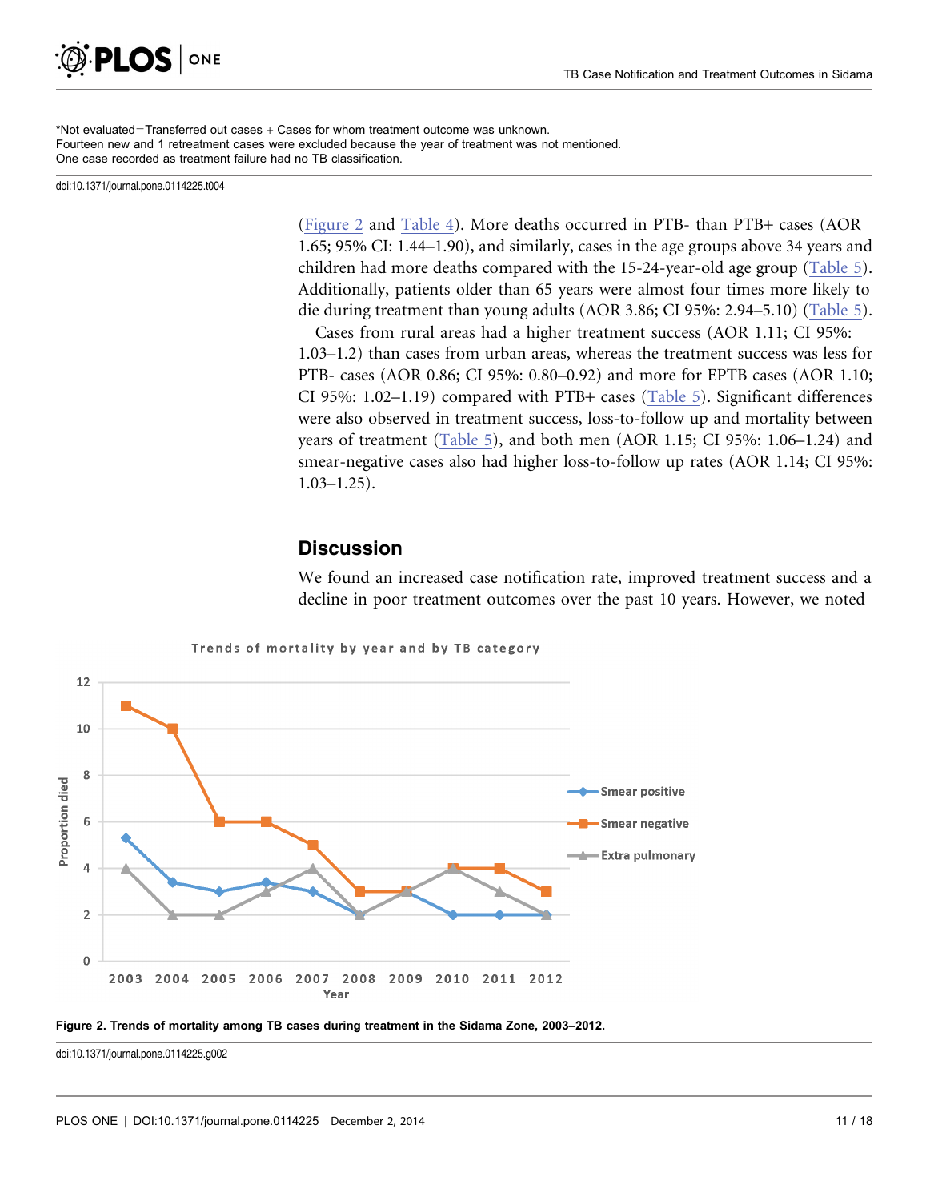*Not evaluated=Transferred out cases + Cases for whom treatment outcome was unknown.
Fourteen new and 1 retreatment cases were excluded because the year of treatment was not mentioned.
One case recorded as treatment failure had no TB classification.

doi:10.1371/journal.pone.0114225.t004

(Figure 2 and Table 4). More deaths occurred in PTB- than PTB+ cases (AOR 1.65; 95% CI: 1.44–1.90), and similarly, cases in the age groups above 34 years and children had more deaths compared with the 15-24-year-old age group (Table 5). Additionally, patients older than 65 years were almost four times more likely to die during treatment than young adults (AOR 3.86; CI 95%: 2.94–5.10) (Table 5).

Cases from rural areas had a higher treatment success (AOR 1.11; CI 95%: 1.03–1.2) than cases from urban areas, whereas the treatment success was less for PTB- cases (AOR 0.86; CI 95%: 0.80–0.92) and more for EPTB cases (AOR 1.10; CI 95%: 1.02–1.19) compared with PTB+ cases (Table 5). Significant differences were also observed in treatment success, loss-to-follow up and mortality between years of treatment (Table 5), and both men (AOR 1.15; CI 95%: 1.06–1.24) and smear-negative cases also had higher loss-to-follow up rates (AOR 1.14; CI 95%: 1.03–1.25).

## Discussion

We found an increased case notification rate, improved treatment success and a decline in poor treatment outcomes over the past 10 years. However, we noted

**Figure 2. Trends of mortality among TB cases during treatment in the Sidama Zone, 2003–2012.**

doi:10.1371/journal.pone.0114225.g002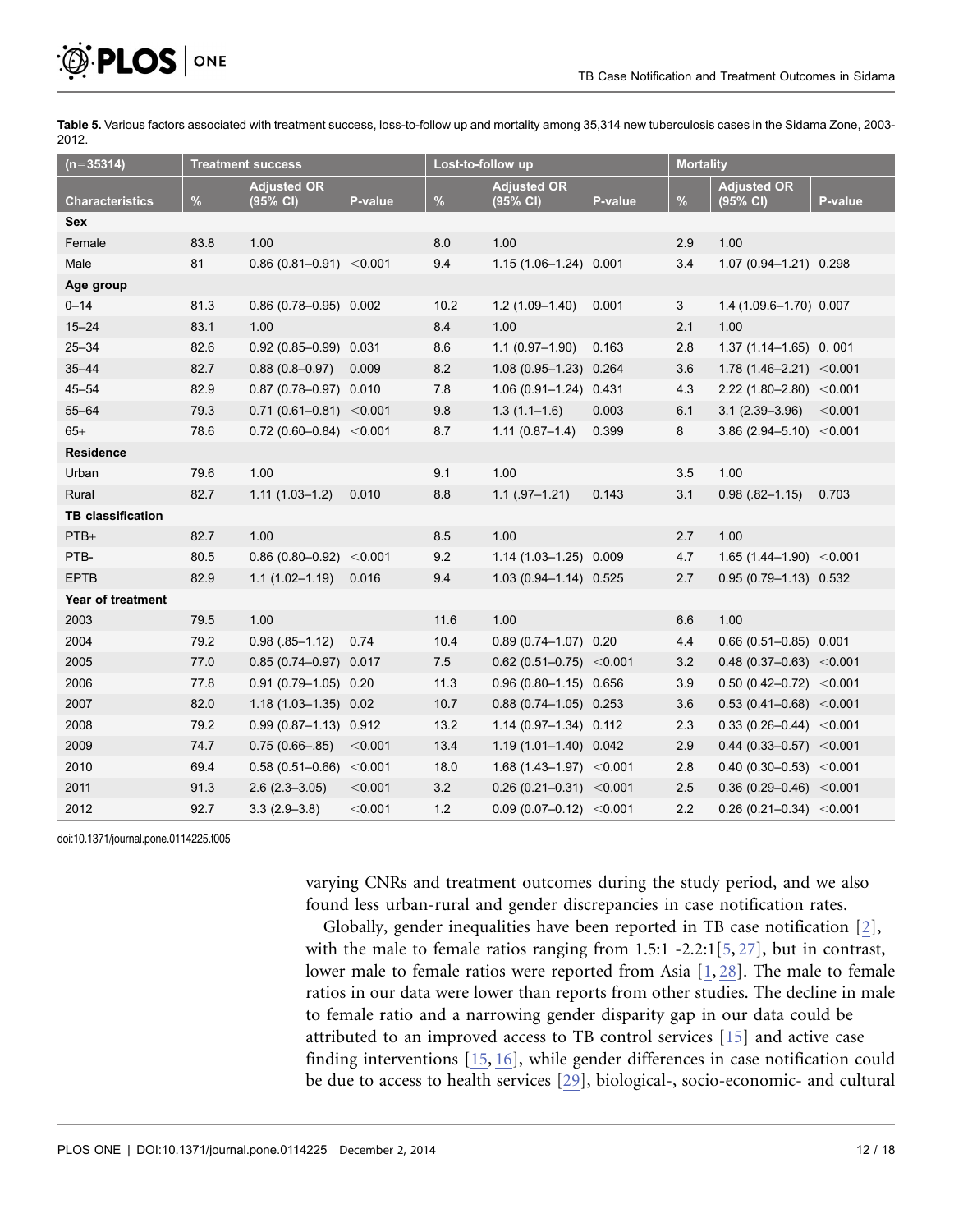**Table 5.** Various factors associated with treatment success, loss-to-follow up and mortality among 35,314 new tuberculosis cases in the Sidama Zone, 2003-2012.

| (n=35314) | Treatment success | | | Lost-to-follow up | | | Mortality | | |
|---|---|---|---|---|---|---|---|---|---|
| Characteristics | % | Adjusted OR (95% CI) | P-value | % | Adjusted OR (95% CI) | P-value | % | Adjusted OR (95% CI) | P-value |
| **Sex** | | | | | | | | | |
| Female | 83.8 | 1.00 | | 8.0 | 1.00 | | 2.9 | 1.00 | |
| Male | 81 | 0.86 (0.81–0.91) | <0.001 | 9.4 | 1.15 (1.06–1.24) | 0.001 | 3.4 | 1.07 (0.94–1.21) | 0.298 |
| **Age group** | | | | | | | | | |
| 0–14 | 81.3 | 0.86 (0.78–0.95) | 0.002 | 10.2 | 1.2 (1.09–1.40) | 0.001 | 3 | 1.4 (1.09.6–1.70) | 0.007 |
| 15–24 | 83.1 | 1.00 | | 8.4 | 1.00 | | 2.1 | 1.00 | |
| 25–34 | 82.6 | 0.92 (0.85–0.99) | 0.031 | 8.6 | 1.1 (0.97–1.90) | 0.163 | 2.8 | 1.37 (1.14–1.65) | 0. 001 |
| 35–44 | 82.7 | 0.88 (0.8–0.97) | 0.009 | 8.2 | 1.08 (0.95–1.23) | 0.264 | 3.6 | 1.78 (1.46–2.21) | <0.001 |
| 45–54 | 82.9 | 0.87 (0.78–0.97) | 0.010 | 7.8 | 1.06 (0.91–1.24) | 0.431 | 4.3 | 2.22 (1.80–2.80) | <0.001 |
| 55–64 | 79.3 | 0.71 (0.61–0.81) | <0.001 | 9.8 | 1.3 (1.1–1.6) | 0.003 | 6.1 | 3.1 (2.39–3.96) | <0.001 |
| 65+ | 78.6 | 0.72 (0.60–0.84) | <0.001 | 8.7 | 1.11 (0.87–1.4) | 0.399 | 8 | 3.86 (2.94–5.10) | <0.001 |
| **Residence** | | | | | | | | | |
| Urban | 79.6 | 1.00 | | 9.1 | 1.00 | | 3.5 | 1.00 | |
| Rural | 82.7 | 1.11 (1.03–1.2) | 0.010 | 8.8 | 1.1 (.97–1.21) | 0.143 | 3.1 | 0.98 (.82–1.15) | 0.703 |
| **TB classification** | | | | | | | | | |
| PTB+ | 82.7 | 1.00 | | 8.5 | 1.00 | | 2.7 | 1.00 | |
| PTB- | 80.5 | 0.86 (0.80–0.92) | <0.001 | 9.2 | 1.14 (1.03–1.25) | 0.009 | 4.7 | 1.65 (1.44–1.90) | <0.001 |
| EPTB | 82.9 | 1.1 (1.02–1.19) | 0.016 | 9.4 | 1.03 (0.94–1.14) | 0.525 | 2.7 | 0.95 (0.79–1.13) | 0.532 |
| **Year of treatment** | | | | | | | | | |
| 2003 | 79.5 | 1.00 | | 11.6 | 1.00 | | 6.6 | 1.00 | |
| 2004 | 79.2 | 0.98 (.85–1.12) | 0.74 | 10.4 | 0.89 (0.74–1.07) | 0.20 | 4.4 | 0.66 (0.51–0.85) | 0.001 |
| 2005 | 77.0 | 0.85 (0.74–0.97) | 0.017 | 7.5 | 0.62 (0.51–0.75) | <0.001 | 3.2 | 0.48 (0.37–0.63) | <0.001 |
| 2006 | 77.8 | 0.91 (0.79–1.05) | 0.20 | 11.3 | 0.96 (0.80–1.15) | 0.656 | 3.9 | 0.50 (0.42–0.72) | <0.001 |
| 2007 | 82.0 | 1.18 (1.03–1.35) | 0.02 | 10.7 | 0.88 (0.74–1.05) | 0.253 | 3.6 | 0.53 (0.41–0.68) | <0.001 |
| 2008 | 79.2 | 0.99 (0.87–1.13) | 0.912 | 13.2 | 1.14 (0.97–1.34) | 0.112 | 2.3 | 0.33 (0.26–0.44) | <0.001 |
| 2009 | 74.7 | 0.75 (0.66–.85) | <0.001 | 13.4 | 1.19 (1.01–1.40) | 0.042 | 2.9 | 0.44 (0.33–0.57) | <0.001 |
| 2010 | 69.4 | 0.58 (0.51–0.66) | <0.001 | 18.0 | 1.68 (1.43–1.97) | <0.001 | 2.8 | 0.40 (0.30–0.53) | <0.001 |
| 2011 | 91.3 | 2.6 (2.3–3.05) | <0.001 | 3.2 | 0.26 (0.21–0.31) | <0.001 | 2.5 | 0.36 (0.29–0.46) | <0.001 |
| 2012 | 92.7 | 3.3 (2.9–3.8) | <0.001 | 1.2 | 0.09 (0.07–0.12) | <0.001 | 2.2 | 0.26 (0.21–0.34) | <0.001 |

doi:10.1371/journal.pone.0114225.t005

varying CNRs and treatment outcomes during the study period, and we also found less urban-rural and gender discrepancies in case notification rates.

Globally, gender inequalities have been reported in TB case notification [2], with the male to female ratios ranging from 1.5:1 -2.2:1[5, 27], but in contrast, lower male to female ratios were reported from Asia [1, 28]. The male to female ratios in our data were lower than reports from other studies. The decline in male to female ratio and a narrowing gender disparity gap in our data could be attributed to an improved access to TB control services [15] and active case finding interventions [15, 16], while gender differences in case notification could be due to access to health services [29], biological-, socio-economic- and cultural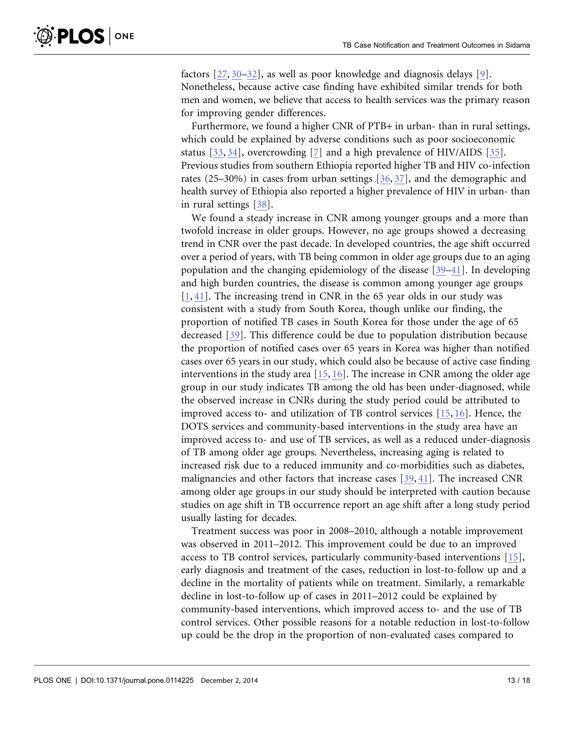factors [27, 30–32], as well as poor knowledge and diagnosis delays [9]. Nonetheless, because active case finding have exhibited similar trends for both men and women, we believe that access to health services was the primary reason for improving gender differences.

Furthermore, we found a higher CNR of PTB+ in urban- than in rural settings, which could be explained by adverse conditions such as poor socioeconomic status [33, 34], overcrowding [7] and a high prevalence of HIV/AIDS [35]. Previous studies from southern Ethiopia reported higher TB and HIV co-infection rates (25–30%) in cases from urban settings [36, 37], and the demographic and health survey of Ethiopia also reported a higher prevalence of HIV in urban- than in rural settings [38].

We found a steady increase in CNR among younger groups and a more than twofold increase in older groups. However, no age groups showed a decreasing trend in CNR over the past decade. In developed countries, the age shift occurred over a period of years, with TB being common in older age groups due to an aging population and the changing epidemiology of the disease [39–41]. In developing and high burden countries, the disease is common among younger age groups [1, 41]. The increasing trend in CNR in the 65 year olds in our study was consistent with a study from South Korea, though unlike our finding, the proportion of notified TB cases in South Korea for those under the age of 65 decreased [39]. This difference could be due to population distribution because the proportion of notified cases over 65 years in Korea was higher than notified cases over 65 years in our study, which could also be because of active case finding interventions in the study area [15, 16]. The increase in CNR among the older age group in our study indicates TB among the old has been under-diagnosed, while the observed increase in CNRs during the study period could be attributed to improved access to- and utilization of TB control services [15, 16]. Hence, the DOTS services and community-based interventions in the study area have an improved access to- and use of TB services, as well as a reduced under-diagnosis of TB among older age groups. Nevertheless, increasing aging is related to increased risk due to a reduced immunity and co-morbidities such as diabetes, malignancies and other factors that increase cases [39, 41]. The increased CNR among older age groups in our study should be interpreted with caution because studies on age shift in TB occurrence report an age shift after a long study period usually lasting for decades.

Treatment success was poor in 2008–2010, although a notable improvement was observed in 2011–2012. This improvement could be due to an improved access to TB control services, particularly community-based interventions [15], early diagnosis and treatment of the cases, reduction in lost-to-follow up and a decline in the mortality of patients while on treatment. Similarly, a remarkable decline in lost-to-follow up of cases in 2011–2012 could be explained by community-based interventions, which improved access to- and the use of TB control services. Other possible reasons for a notable reduction in lost-to-follow up could be the drop in the proportion of non-evaluated cases compared to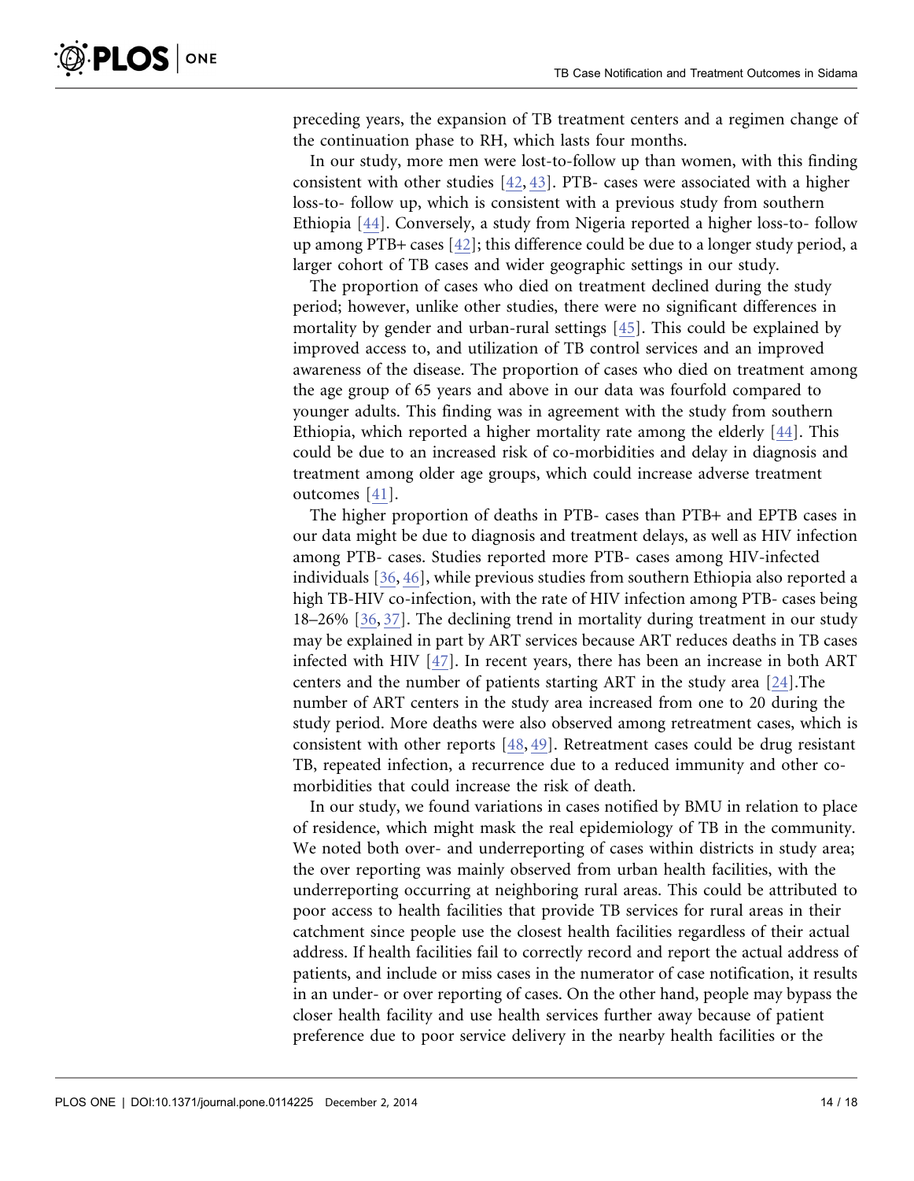preceding years, the expansion of TB treatment centers and a regimen change of the continuation phase to RH, which lasts four months.

In our study, more men were lost-to-follow up than women, with this finding consistent with other studies [42, 43]. PTB- cases were associated with a higher loss-to- follow up, which is consistent with a previous study from southern Ethiopia [44]. Conversely, a study from Nigeria reported a higher loss-to- follow up among PTB+ cases [42]; this difference could be due to a longer study period, a larger cohort of TB cases and wider geographic settings in our study.

The proportion of cases who died on treatment declined during the study period; however, unlike other studies, there were no significant differences in mortality by gender and urban-rural settings [45]. This could be explained by improved access to, and utilization of TB control services and an improved awareness of the disease. The proportion of cases who died on treatment among the age group of 65 years and above in our data was fourfold compared to younger adults. This finding was in agreement with the study from southern Ethiopia, which reported a higher mortality rate among the elderly [44]. This could be due to an increased risk of co-morbidities and delay in diagnosis and treatment among older age groups, which could increase adverse treatment outcomes [41].

The higher proportion of deaths in PTB- cases than PTB+ and EPTB cases in our data might be due to diagnosis and treatment delays, as well as HIV infection among PTB- cases. Studies reported more PTB- cases among HIV-infected individuals [36, 46], while previous studies from southern Ethiopia also reported a high TB-HIV co-infection, with the rate of HIV infection among PTB- cases being 18–26% [36, 37]. The declining trend in mortality during treatment in our study may be explained in part by ART services because ART reduces deaths in TB cases infected with HIV [47]. In recent years, there has been an increase in both ART centers and the number of patients starting ART in the study area [24].The number of ART centers in the study area increased from one to 20 during the study period. More deaths were also observed among retreatment cases, which is consistent with other reports [48, 49]. Retreatment cases could be drug resistant TB, repeated infection, a recurrence due to a reduced immunity and other co-morbidities that could increase the risk of death.

In our study, we found variations in cases notified by BMU in relation to place of residence, which might mask the real epidemiology of TB in the community. We noted both over- and underreporting of cases within districts in study area; the over reporting was mainly observed from urban health facilities, with the underreporting occurring at neighboring rural areas. This could be attributed to poor access to health facilities that provide TB services for rural areas in their catchment since people use the closest health facilities regardless of their actual address. If health facilities fail to correctly record and report the actual address of patients, and include or miss cases in the numerator of case notification, it results in an under- or over reporting of cases. On the other hand, people may bypass the closer health facility and use health services further away because of patient preference due to poor service delivery in the nearby health facilities or the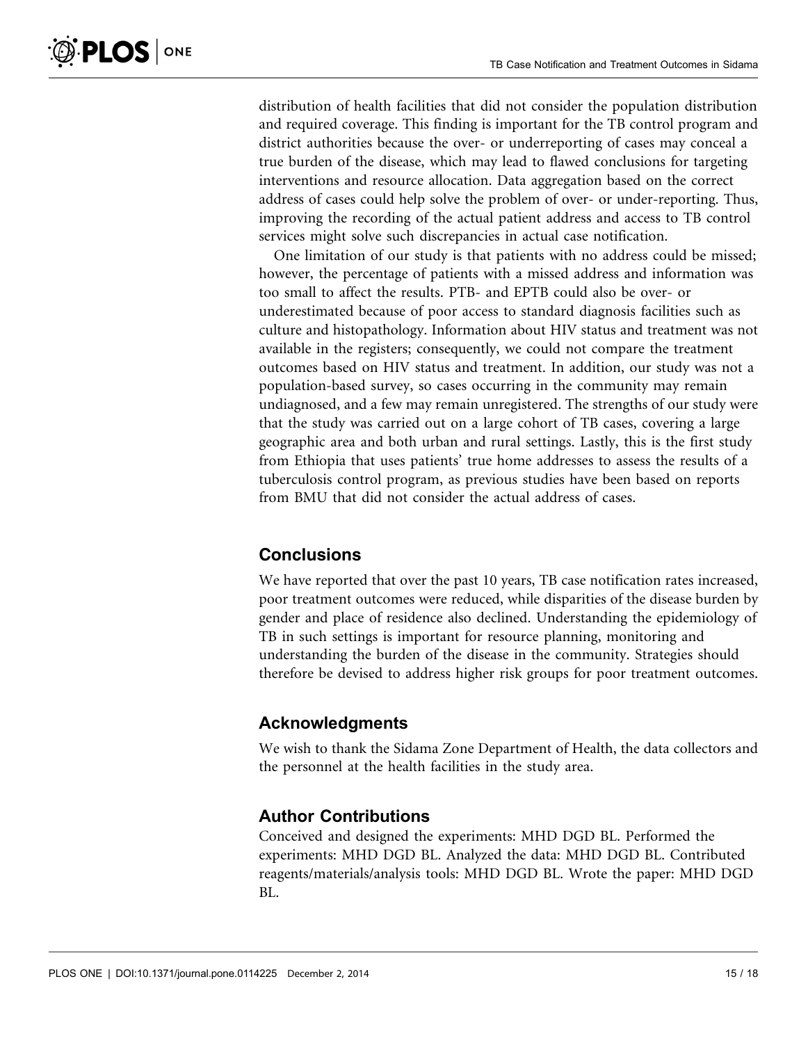distribution of health facilities that did not consider the population distribution and required coverage. This finding is important for the TB control program and district authorities because the over- or underreporting of cases may conceal a true burden of the disease, which may lead to flawed conclusions for targeting interventions and resource allocation. Data aggregation based on the correct address of cases could help solve the problem of over- or under-reporting. Thus, improving the recording of the actual patient address and access to TB control services might solve such discrepancies in actual case notification.

One limitation of our study is that patients with no address could be missed; however, the percentage of patients with a missed address and information was too small to affect the results. PTB- and EPTB could also be over- or underestimated because of poor access to standard diagnosis facilities such as culture and histopathology. Information about HIV status and treatment was not available in the registers; consequently, we could not compare the treatment outcomes based on HIV status and treatment. In addition, our study was not a population-based survey, so cases occurring in the community may remain undiagnosed, and a few may remain unregistered. The strengths of our study were that the study was carried out on a large cohort of TB cases, covering a large geographic area and both urban and rural settings. Lastly, this is the first study from Ethiopia that uses patients' true home addresses to assess the results of a tuberculosis control program, as previous studies have been based on reports from BMU that did not consider the actual address of cases.

## Conclusions

We have reported that over the past 10 years, TB case notification rates increased, poor treatment outcomes were reduced, while disparities of the disease burden by gender and place of residence also declined. Understanding the epidemiology of TB in such settings is important for resource planning, monitoring and understanding the burden of the disease in the community. Strategies should therefore be devised to address higher risk groups for poor treatment outcomes.

## Acknowledgments

We wish to thank the Sidama Zone Department of Health, the data collectors and the personnel at the health facilities in the study area.

## Author Contributions

Conceived and designed the experiments: MHD DGD BL. Performed the experiments: MHD DGD BL. Analyzed the data: MHD DGD BL. Contributed reagents/materials/analysis tools: MHD DGD BL. Wrote the paper: MHD DGD BL.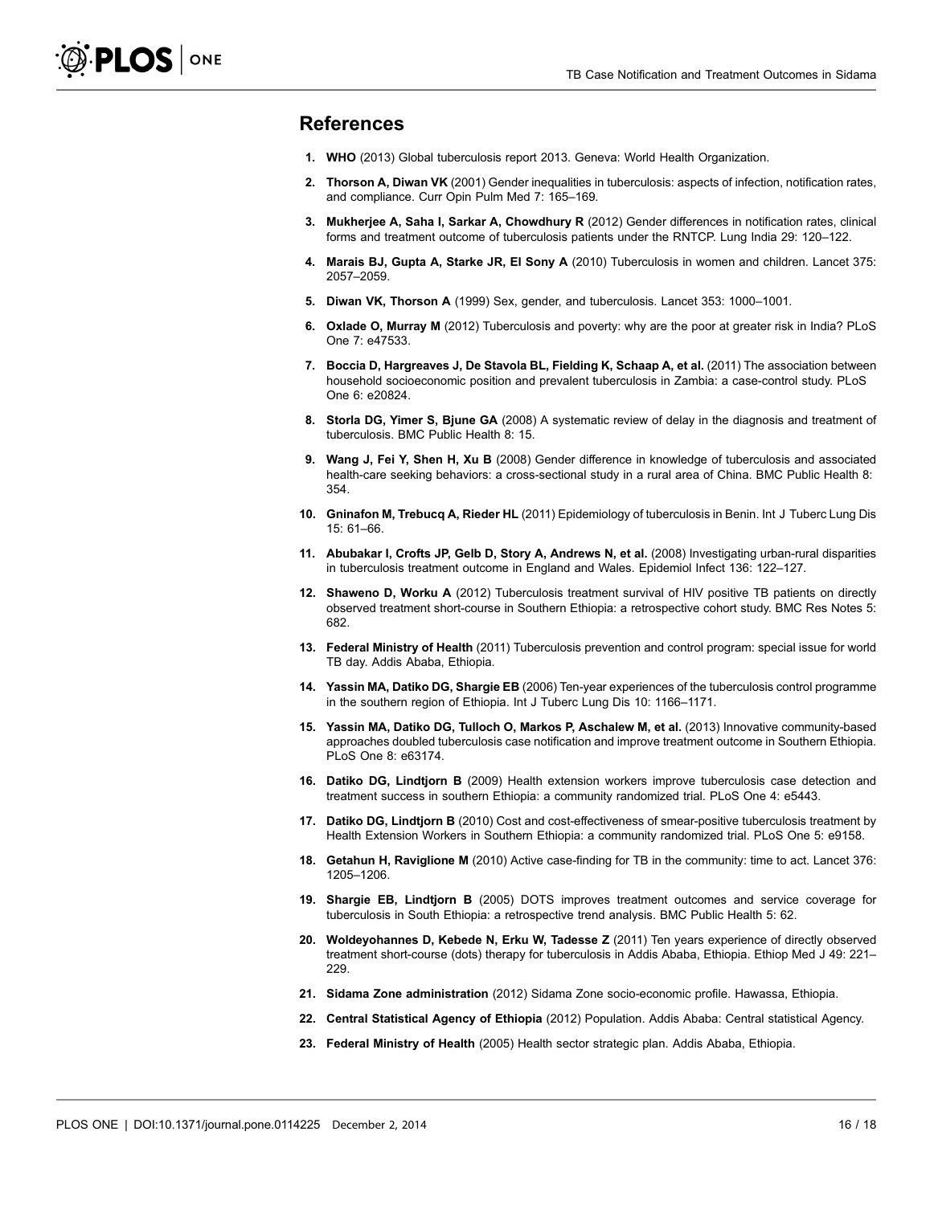## References

1. **WHO** (2013) Global tuberculosis report 2013. Geneva: World Health Organization.
2. **Thorson A, Diwan VK** (2001) Gender inequalities in tuberculosis: aspects of infection, notification rates, and compliance. Curr Opin Pulm Med 7: 165–169.
3. **Mukherjee A, Saha I, Sarkar A, Chowdhury R** (2012) Gender differences in notification rates, clinical forms and treatment outcome of tuberculosis patients under the RNTCP. Lung India 29: 120–122.
4. **Marais BJ, Gupta A, Starke JR, El Sony A** (2010) Tuberculosis in women and children. Lancet 375: 2057–2059.
5. **Diwan VK, Thorson A** (1999) Sex, gender, and tuberculosis. Lancet 353: 1000–1001.
6. **Oxlade O, Murray M** (2012) Tuberculosis and poverty: why are the poor at greater risk in India? PLoS One 7: e47533.
7. **Boccia D, Hargreaves J, De Stavola BL, Fielding K, Schaap A, et al.** (2011) The association between household socioeconomic position and prevalent tuberculosis in Zambia: a case-control study. PLoS One 6: e20824.
8. **Storla DG, Yimer S, Bjune GA** (2008) A systematic review of delay in the diagnosis and treatment of tuberculosis. BMC Public Health 8: 15.
9. **Wang J, Fei Y, Shen H, Xu B** (2008) Gender difference in knowledge of tuberculosis and associated health-care seeking behaviors: a cross-sectional study in a rural area of China. BMC Public Health 8: 354.
10. **Gninafon M, Trebucq A, Rieder HL** (2011) Epidemiology of tuberculosis in Benin. Int J Tuberc Lung Dis 15: 61–66.
11. **Abubakar I, Crofts JP, Gelb D, Story A, Andrews N, et al.** (2008) Investigating urban-rural disparities in tuberculosis treatment outcome in England and Wales. Epidemiol Infect 136: 122–127.
12. **Shaweno D, Worku A** (2012) Tuberculosis treatment survival of HIV positive TB patients on directly observed treatment short-course in Southern Ethiopia: a retrospective cohort study. BMC Res Notes 5: 682.
13. **Federal Ministry of Health** (2011) Tuberculosis prevention and control program: special issue for world TB day. Addis Ababa, Ethiopia.
14. **Yassin MA, Datiko DG, Shargie EB** (2006) Ten-year experiences of the tuberculosis control programme in the southern region of Ethiopia. Int J Tuberc Lung Dis 10: 1166–1171.
15. **Yassin MA, Datiko DG, Tulloch O, Markos P, Aschalew M, et al.** (2013) Innovative community-based approaches doubled tuberculosis case notification and improve treatment outcome in Southern Ethiopia. PLoS One 8: e63174.
16. **Datiko DG, Lindtjorn B** (2009) Health extension workers improve tuberculosis case detection and treatment success in southern Ethiopia: a community randomized trial. PLoS One 4: e5443.
17. **Datiko DG, Lindtjorn B** (2010) Cost and cost-effectiveness of smear-positive tuberculosis treatment by Health Extension Workers in Southern Ethiopia: a community randomized trial. PLoS One 5: e9158.
18. **Getahun H, Raviglione M** (2010) Active case-finding for TB in the community: time to act. Lancet 376: 1205–1206.
19. **Shargie EB, Lindtjorn B** (2005) DOTS improves treatment outcomes and service coverage for tuberculosis in South Ethiopia: a retrospective trend analysis. BMC Public Health 5: 62.
20. **Woldeyohannes D, Kebede N, Erku W, Tadesse Z** (2011) Ten years experience of directly observed treatment short-course (dots) therapy for tuberculosis in Addis Ababa, Ethiopia. Ethiop Med J 49: 221–229.
21. **Sidama Zone administration** (2012) Sidama Zone socio-economic profile. Hawassa, Ethiopia.
22. **Central Statistical Agency of Ethiopia** (2012) Population. Addis Ababa: Central statistical Agency.
23. **Federal Ministry of Health** (2005) Health sector strategic plan. Addis Ababa, Ethiopia.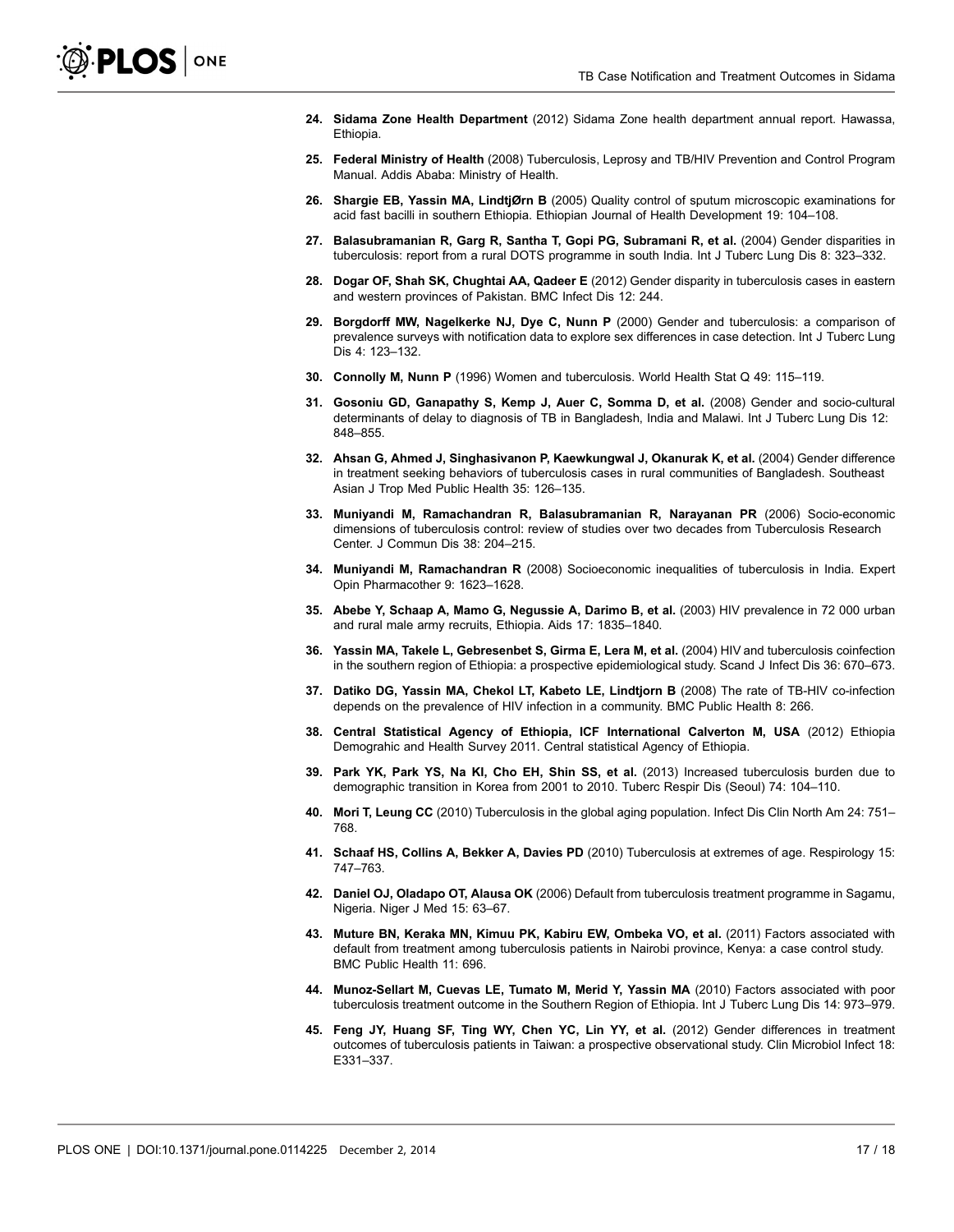24. **Sidama Zone Health Department** (2012) Sidama Zone health department annual report. Hawassa, Ethiopia.

25. **Federal Ministry of Health** (2008) Tuberculosis, Leprosy and TB/HIV Prevention and Control Program Manual. Addis Ababa: Ministry of Health.

26. **Shargie EB, Yassin MA, LindtjØrn B** (2005) Quality control of sputum microscopic examinations for acid fast bacilli in southern Ethiopia. Ethiopian Journal of Health Development 19: 104–108.

27. **Balasubramanian R, Garg R, Santha T, Gopi PG, Subramani R, et al.** (2004) Gender disparities in tuberculosis: report from a rural DOTS programme in south India. Int J Tuberc Lung Dis 8: 323–332.

28. **Dogar OF, Shah SK, Chughtai AA, Qadeer E** (2012) Gender disparity in tuberculosis cases in eastern and western provinces of Pakistan. BMC Infect Dis 12: 244.

29. **Borgdorff MW, Nagelkerke NJ, Dye C, Nunn P** (2000) Gender and tuberculosis: a comparison of prevalence surveys with notification data to explore sex differences in case detection. Int J Tuberc Lung Dis 4: 123–132.

30. **Connolly M, Nunn P** (1996) Women and tuberculosis. World Health Stat Q 49: 115–119.

31. **Gosoniu GD, Ganapathy S, Kemp J, Auer C, Somma D, et al.** (2008) Gender and socio-cultural determinants of delay to diagnosis of TB in Bangladesh, India and Malawi. Int J Tuberc Lung Dis 12: 848–855.

32. **Ahsan G, Ahmed J, Singhasivanon P, Kaewkungwal J, Okanurak K, et al.** (2004) Gender difference in treatment seeking behaviors of tuberculosis cases in rural communities of Bangladesh. Southeast Asian J Trop Med Public Health 35: 126–135.

33. **Muniyandi M, Ramachandran R, Balasubramanian R, Narayanan PR** (2006) Socio-economic dimensions of tuberculosis control: review of studies over two decades from Tuberculosis Research Center. J Commun Dis 38: 204–215.

34. **Muniyandi M, Ramachandran R** (2008) Socioeconomic inequalities of tuberculosis in India. Expert Opin Pharmacother 9: 1623–1628.

35. **Abebe Y, Schaap A, Mamo G, Negussie A, Darimo B, et al.** (2003) HIV prevalence in 72 000 urban and rural male army recruits, Ethiopia. Aids 17: 1835–1840.

36. **Yassin MA, Takele L, Gebresenbet S, Girma E, Lera M, et al.** (2004) HIV and tuberculosis coinfection in the southern region of Ethiopia: a prospective epidemiological study. Scand J Infect Dis 36: 670–673.

37. **Datiko DG, Yassin MA, Chekol LT, Kabeto LE, Lindtjorn B** (2008) The rate of TB-HIV co-infection depends on the prevalence of HIV infection in a community. BMC Public Health 8: 266.

38. **Central Statistical Agency of Ethiopia, ICF International Calverton M, USA** (2012) Ethiopia Demograhic and Health Survey 2011. Central statistical Agency of Ethiopia.

39. **Park YK, Park YS, Na KI, Cho EH, Shin SS, et al.** (2013) Increased tuberculosis burden due to demographic transition in Korea from 2001 to 2010. Tuberc Respir Dis (Seoul) 74: 104–110.

40. **Mori T, Leung CC** (2010) Tuberculosis in the global aging population. Infect Dis Clin North Am 24: 751–768.

41. **Schaaf HS, Collins A, Bekker A, Davies PD** (2010) Tuberculosis at extremes of age. Respirology 15: 747–763.

42. **Daniel OJ, Oladapo OT, Alausa OK** (2006) Default from tuberculosis treatment programme in Sagamu, Nigeria. Niger J Med 15: 63–67.

43. **Muture BN, Keraka MN, Kimuu PK, Kabiru EW, Ombeka VO, et al.** (2011) Factors associated with default from treatment among tuberculosis patients in Nairobi province, Kenya: a case control study. BMC Public Health 11: 696.

44. **Munoz-Sellart M, Cuevas LE, Tumato M, Merid Y, Yassin MA** (2010) Factors associated with poor tuberculosis treatment outcome in the Southern Region of Ethiopia. Int J Tuberc Lung Dis 14: 973–979.

45. **Feng JY, Huang SF, Ting WY, Chen YC, Lin YY, et al.** (2012) Gender differences in treatment outcomes of tuberculosis patients in Taiwan: a prospective observational study. Clin Microbiol Infect 18: E331–337.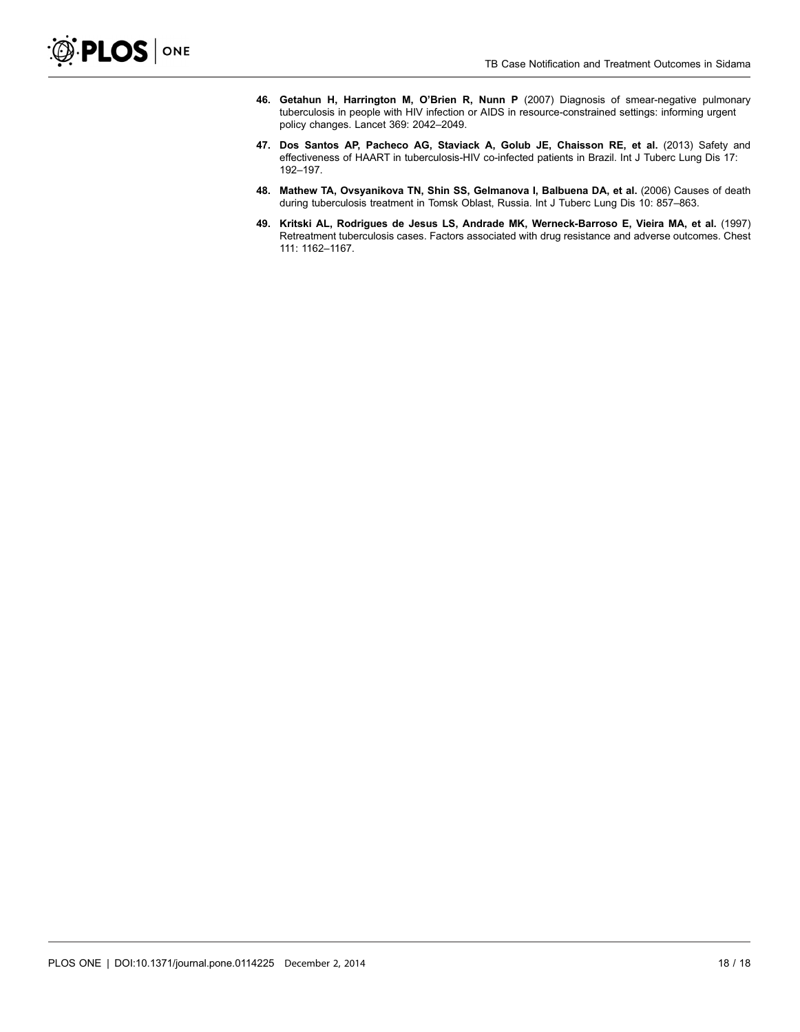46. **Getahun H, Harrington M, O'Brien R, Nunn P** (2007) Diagnosis of smear-negative pulmonary tuberculosis in people with HIV infection or AIDS in resource-constrained settings: informing urgent policy changes. Lancet 369: 2042–2049.

47. **Dos Santos AP, Pacheco AG, Staviack A, Golub JE, Chaisson RE, et al.** (2013) Safety and effectiveness of HAART in tuberculosis-HIV co-infected patients in Brazil. Int J Tuberc Lung Dis 17: 192–197.

48. **Mathew TA, Ovsyanikova TN, Shin SS, Gelmanova I, Balbuena DA, et al.** (2006) Causes of death during tuberculosis treatment in Tomsk Oblast, Russia. Int J Tuberc Lung Dis 10: 857–863.

49. **Kritski AL, Rodrigues de Jesus LS, Andrade MK, Werneck-Barroso E, Vieira MA, et al.** (1997) Retreatment tuberculosis cases. Factors associated with drug resistance and adverse outcomes. Chest 111: 1162–1167.